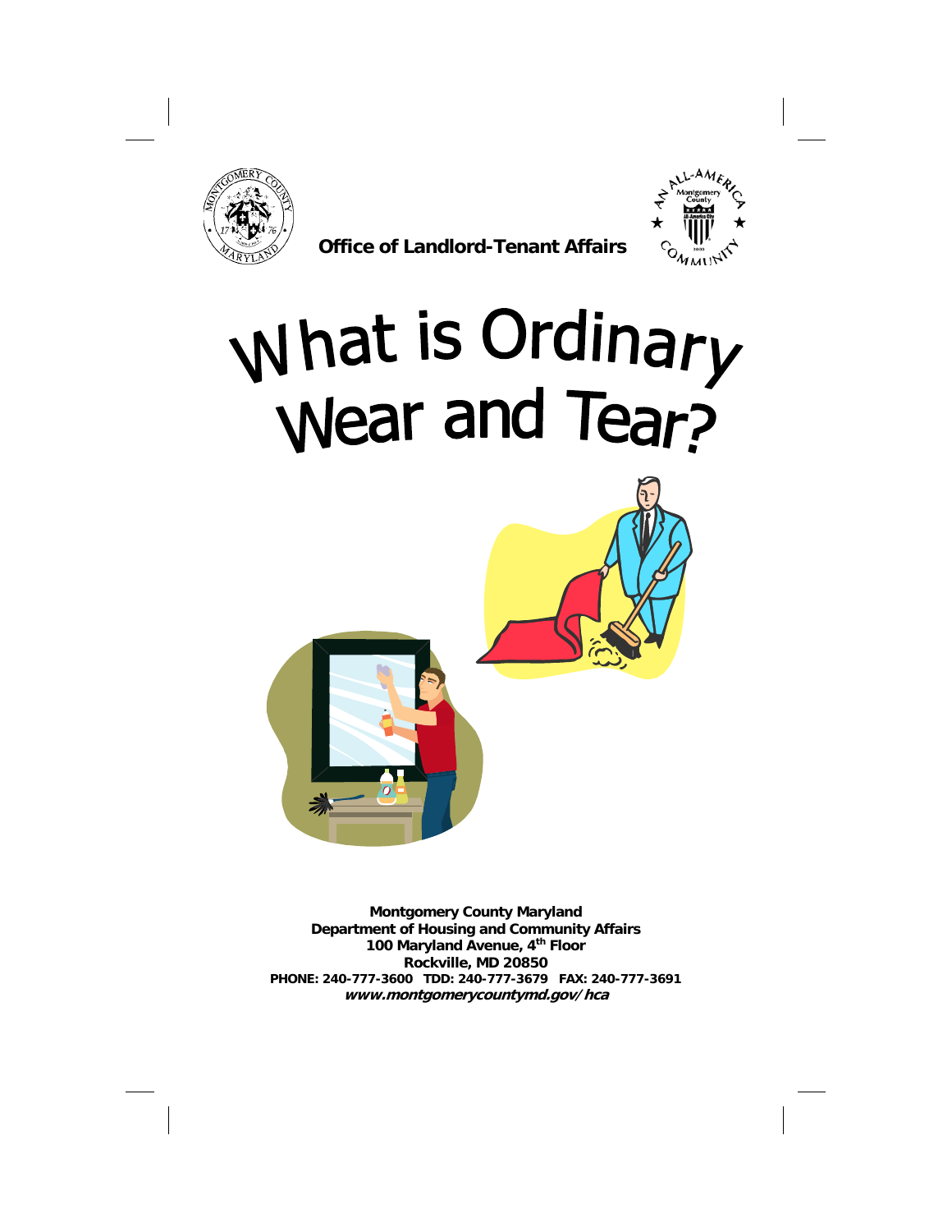**Office of Landlord-Tenant Affairs**

# What is Ordinary Wear and Tear?

**Montgomery County Maryland**
**Department of Housing and Community Affairs**
**100 Maryland Avenue, 4th Floor**
**Rockville, MD 20850**
**PHONE: 240-777-3600 TDD: 240-777-3679 FAX: 240-777-3691**
***www.montgomerycountymd.gov/hca***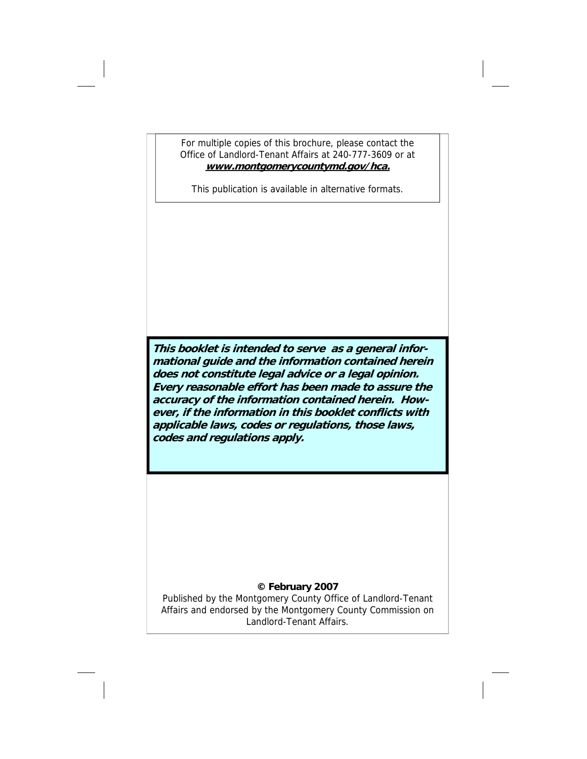For multiple copies of this brochure, please contact the Office of Landlord-Tenant Affairs at 240-777-3609 or at **www.montgomerycountymd.gov/hca.**

This publication is available in alternative formats.

***This booklet is intended to serve as a general informational guide and the information contained herein does not constitute legal advice or a legal opinion. Every reasonable effort has been made to assure the accuracy of the information contained herein. However, if the information in this booklet conflicts with applicable laws, codes or regulations, those laws, codes and regulations apply.***

**© February 2007**

Published by the Montgomery County Office of Landlord-Tenant Affairs and endorsed by the Montgomery County Commission on Landlord-Tenant Affairs.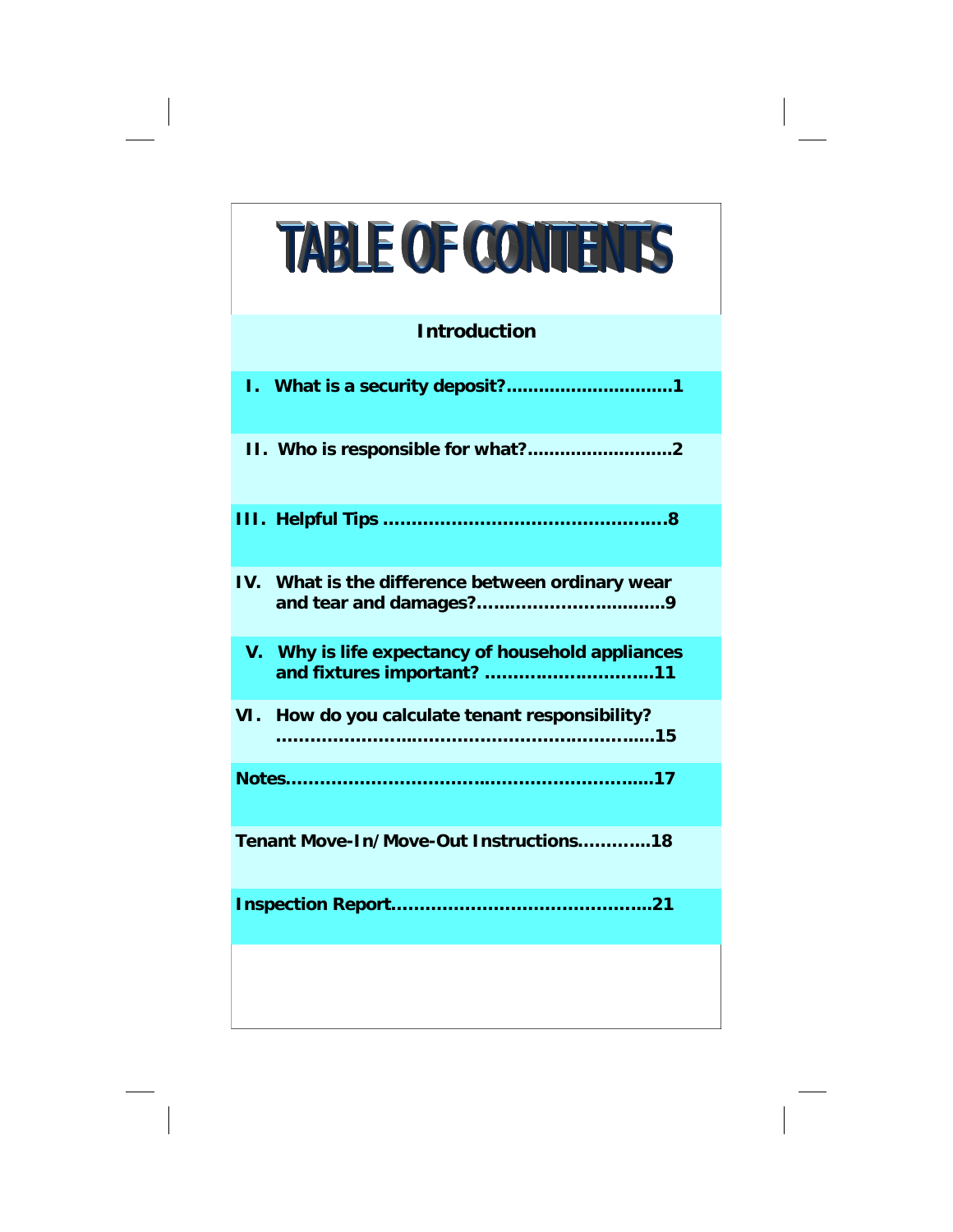# TABLE OF CONTENTS

**Introduction**

**I. What is a security deposit?..............................1**

**II. Who is responsible for what?..........................2**

**III. Helpful Tips .................................................8**

**IV. What is the difference between ordinary wear and tear and damages?.................................9**

**V. Why is life expectancy of household appliances and fixtures important? .............................11**

**VI. How do you calculate tenant responsibility? ...........................................................................15**

**Notes................................................................17**

**Tenant Move-In/Move-Out Instructions............18**

**Inspection Report............................................21**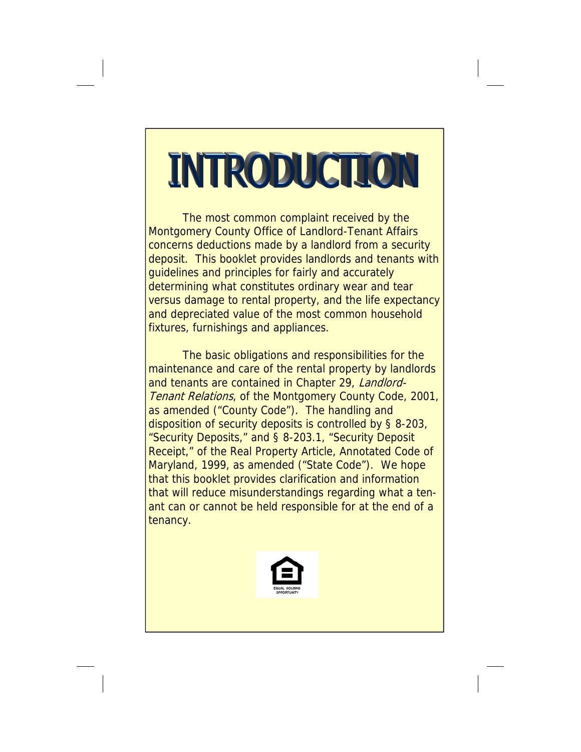# INTRODUCTION

The most common complaint received by the Montgomery County Office of Landlord-Tenant Affairs concerns deductions made by a landlord from a security deposit. This booklet provides landlords and tenants with guidelines and principles for fairly and accurately determining what constitutes ordinary wear and tear versus damage to rental property, and the life expectancy and depreciated value of the most common household fixtures, furnishings and appliances.

The basic obligations and responsibilities for the maintenance and care of the rental property by landlords and tenants are contained in Chapter 29, *Landlord-Tenant Relations*, of the Montgomery County Code, 2001, as amended ("County Code"). The handling and disposition of security deposits is controlled by § 8-203, "Security Deposits," and § 8-203.1, "Security Deposit Receipt," of the Real Property Article, Annotated Code of Maryland, 1999, as amended ("State Code"). We hope that this booklet provides clarification and information that will reduce misunderstandings regarding what a tenant can or cannot be held responsible for at the end of a tenancy.

EQUAL HOUSING OPPORTUNITY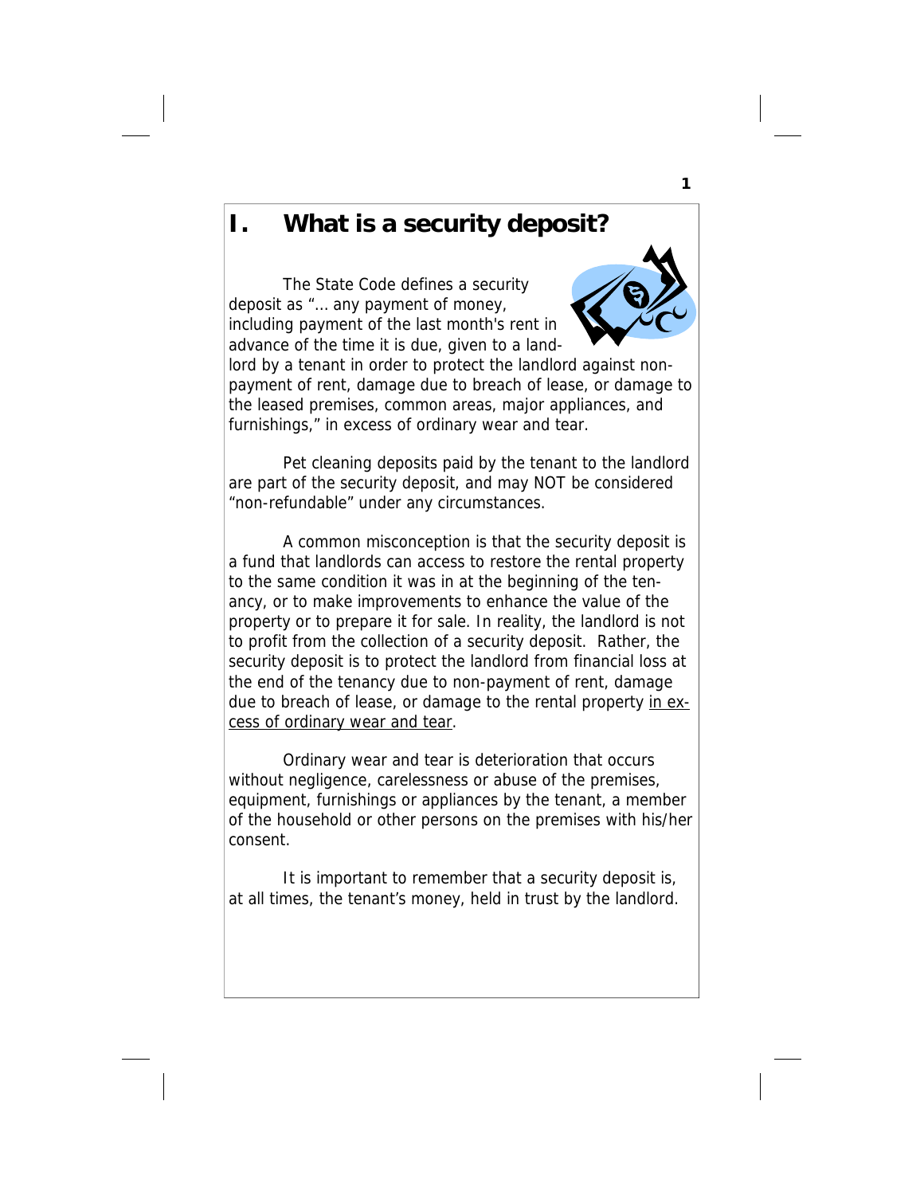# I. What is a security deposit?

The State Code defines a security deposit as "… any payment of money, including payment of the last month's rent in advance of the time it is due, given to a landlord by a tenant in order to protect the landlord against non-payment of rent, damage due to breach of lease, or damage to the leased premises, common areas, major appliances, and furnishings," in excess of ordinary wear and tear.

Pet cleaning deposits paid by the tenant to the landlord are part of the security deposit, and may NOT be considered "non-refundable" under any circumstances.

A common misconception is that the security deposit is a fund that landlords can access to restore the rental property to the same condition it was in at the beginning of the tenancy, or to make improvements to enhance the value of the property or to prepare it for sale. In reality, the landlord is not to profit from the collection of a security deposit. Rather, the security deposit is to protect the landlord from financial loss at the end of the tenancy due to non-payment of rent, damage due to breach of lease, or damage to the rental property <u>in excess of ordinary wear and tear</u>.

Ordinary wear and tear is deterioration that occurs without negligence, carelessness or abuse of the premises, equipment, furnishings or appliances by the tenant, a member of the household or other persons on the premises with his/her consent.

It is important to remember that a security deposit is, at all times, the tenant's money, held in trust by the landlord.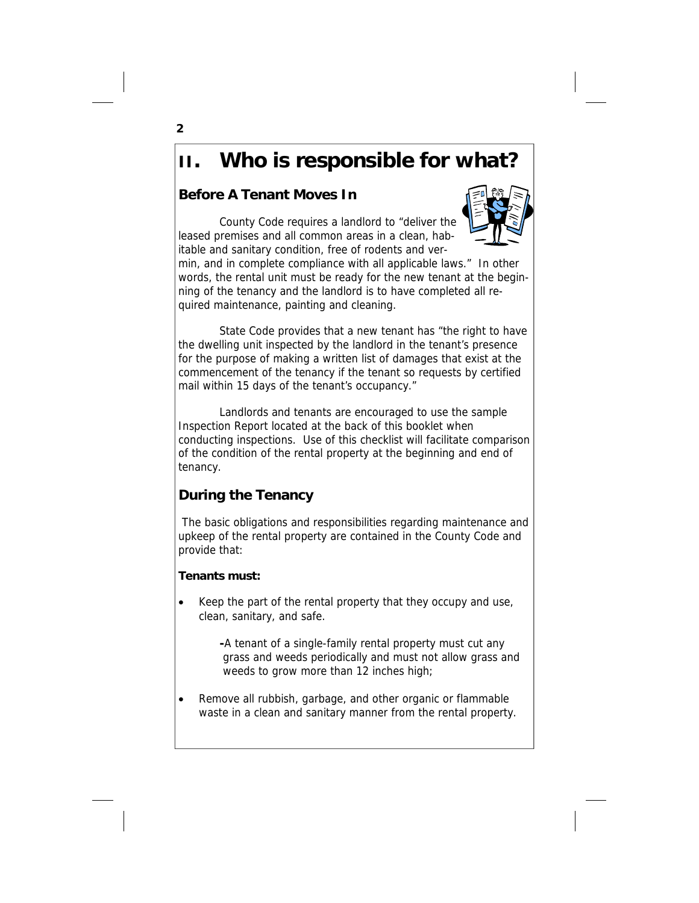# II. Who is responsible for what?

## Before A Tenant Moves In

County Code requires a landlord to "deliver the leased premises and all common areas in a clean, habitable and sanitary condition, free of rodents and vermin, and in complete compliance with all applicable laws." In other words, the rental unit must be ready for the new tenant at the beginning of the tenancy and the landlord is to have completed all required maintenance, painting and cleaning.

State Code provides that a new tenant has "the right to have the dwelling unit inspected by the landlord in the tenant's presence for the purpose of making a written list of damages that exist at the commencement of the tenancy if the tenant so requests by certified mail within 15 days of the tenant's occupancy."

Landlords and tenants are encouraged to use the sample Inspection Report located at the back of this booklet when conducting inspections. Use of this checklist will facilitate comparison of the condition of the rental property at the beginning and end of tenancy.

## During the Tenancy

The basic obligations and responsibilities regarding maintenance and upkeep of the rental property are contained in the County Code and provide that:

**Tenants must:**

- Keep the part of the rental property that they occupy and use, clean, sanitary, and safe.

  -A tenant of a single-family rental property must cut any grass and weeds periodically and must not allow grass and weeds to grow more than 12 inches high;

- Remove all rubbish, garbage, and other organic or flammable waste in a clean and sanitary manner from the rental property.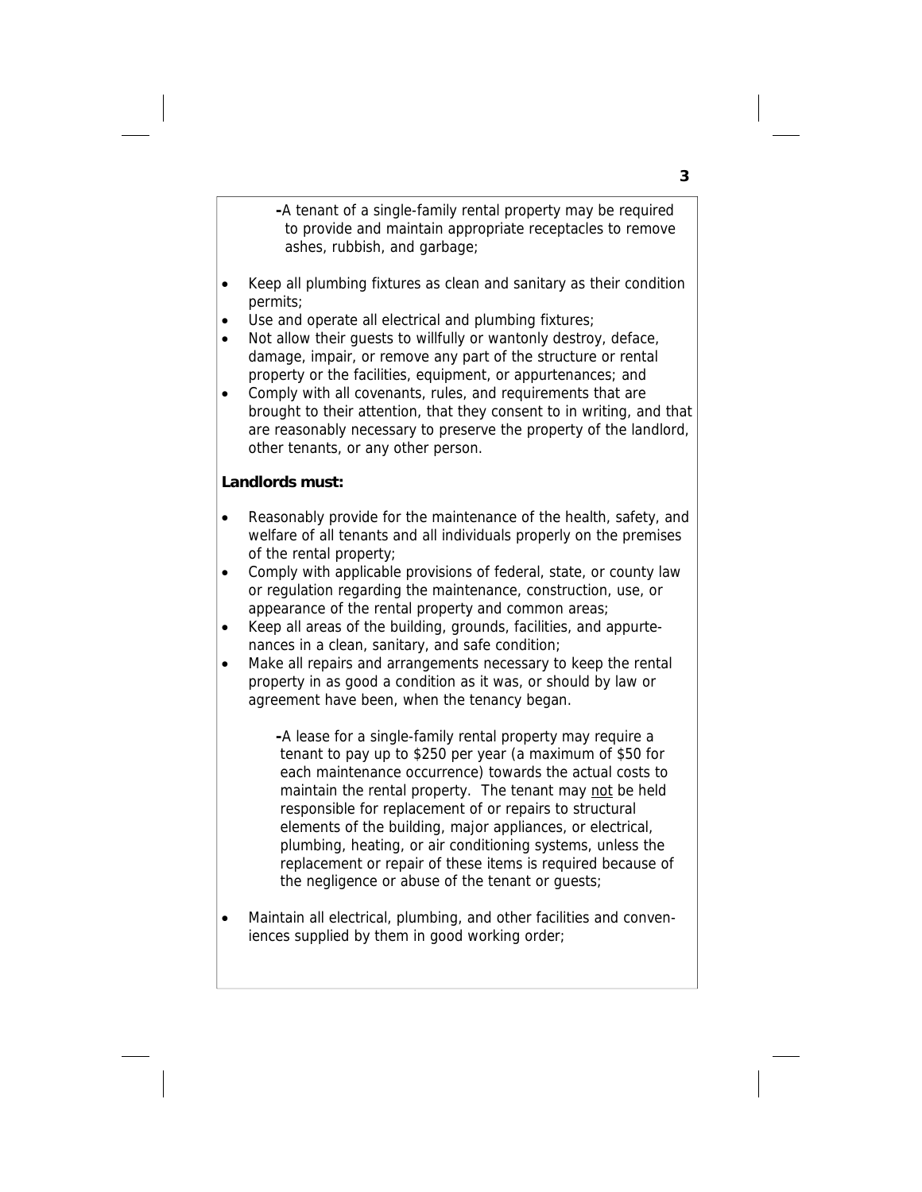-A tenant of a single-family rental property may be required to provide and maintain appropriate receptacles to remove ashes, rubbish, and garbage;

- Keep all plumbing fixtures as clean and sanitary as their condition permits;
- Use and operate all electrical and plumbing fixtures;
- Not allow their guests to willfully or wantonly destroy, deface, damage, impair, or remove any part of the structure or rental property or the facilities, equipment, or appurtenances; and
- Comply with all covenants, rules, and requirements that are brought to their attention, that they consent to in writing, and that are reasonably necessary to preserve the property of the landlord, other tenants, or any other person.

**Landlords must:**

- Reasonably provide for the maintenance of the health, safety, and welfare of all tenants and all individuals properly on the premises of the rental property;
- Comply with applicable provisions of federal, state, or county law or regulation regarding the maintenance, construction, use, or appearance of the rental property and common areas;
- Keep all areas of the building, grounds, facilities, and appurtenances in a clean, sanitary, and safe condition;
- Make all repairs and arrangements necessary to keep the rental property in as good a condition as it was, or should by law or agreement have been, when the tenancy began.

  -A lease for a single-family rental property may require a tenant to pay up to $250 per year (a maximum of $50 for each maintenance occurrence) towards the actual costs to maintain the rental property. The tenant may not be held responsible for replacement of or repairs to structural elements of the building, major appliances, or electrical, plumbing, heating, or air conditioning systems, unless the replacement or repair of these items is required because of the negligence or abuse of the tenant or guests;

- Maintain all electrical, plumbing, and other facilities and conveniences supplied by them in good working order;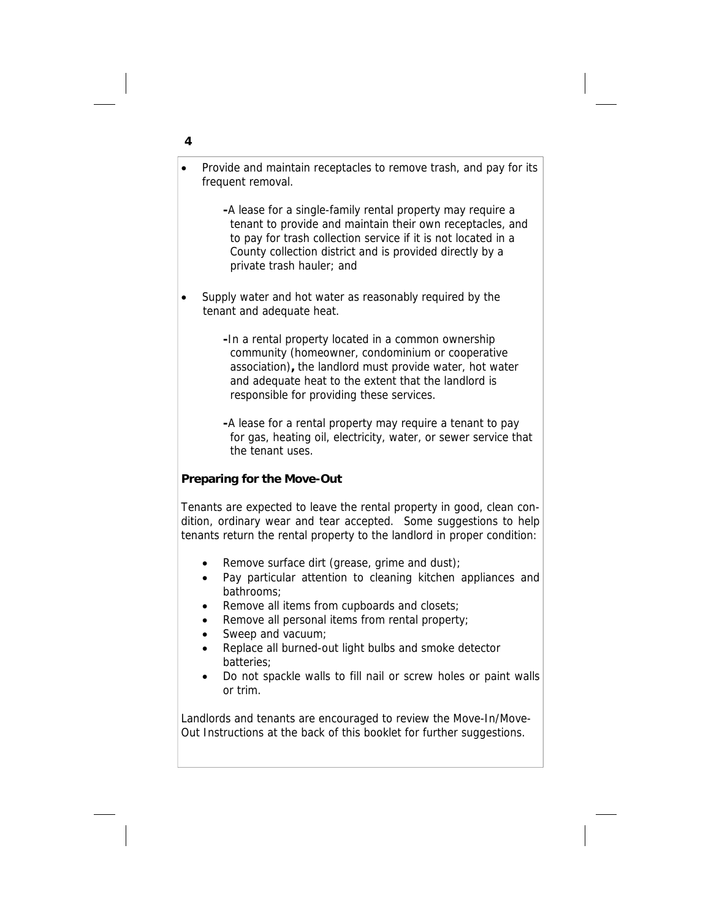- Provide and maintain receptacles to remove trash, and pay for its frequent removal.

  -A lease for a single-family rental property may require a tenant to provide and maintain their own receptacles, and to pay for trash collection service if it is not located in a County collection district and is provided directly by a private trash hauler; and

- Supply water and hot water as reasonably required by the tenant and adequate heat.

  -In a rental property located in a common ownership community (homeowner, condominium or cooperative association), the landlord must provide water, hot water and adequate heat to the extent that the landlord is responsible for providing these services.

  -A lease for a rental property may require a tenant to pay for gas, heating oil, electricity, water, or sewer service that the tenant uses.

**Preparing for the Move-Out**

Tenants are expected to leave the rental property in good, clean condition, ordinary wear and tear accepted. Some suggestions to help tenants return the rental property to the landlord in proper condition:

- Remove surface dirt (grease, grime and dust);
- Pay particular attention to cleaning kitchen appliances and bathrooms;
- Remove all items from cupboards and closets;
- Remove all personal items from rental property;
- Sweep and vacuum;
- Replace all burned-out light bulbs and smoke detector batteries;
- Do not spackle walls to fill nail or screw holes or paint walls or trim.

Landlords and tenants are encouraged to review the Move-In/Move-Out Instructions at the back of this booklet for further suggestions.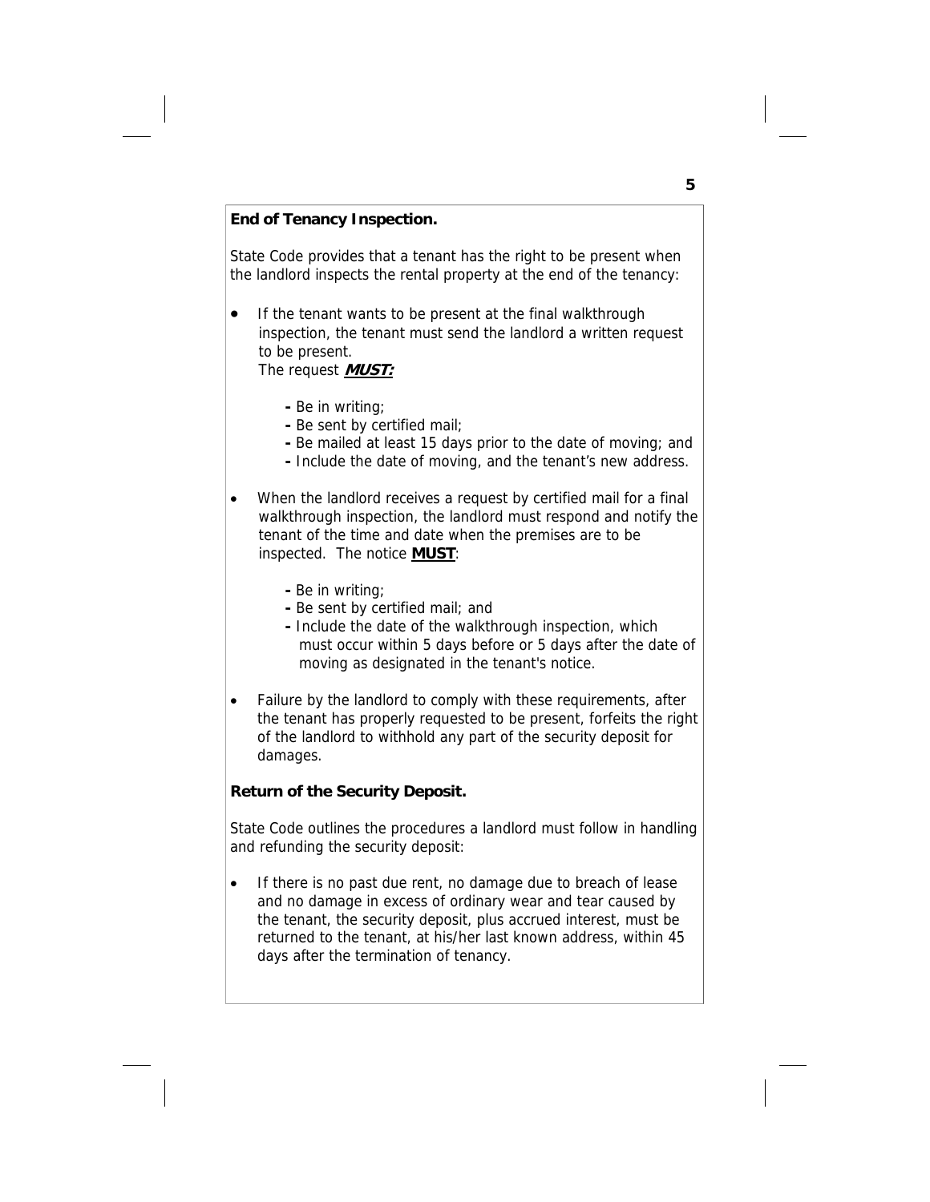**End of Tenancy Inspection.**

State Code provides that a tenant has the right to be present when the landlord inspects the rental property at the end of the tenancy:

- If the tenant wants to be present at the final walkthrough inspection, the tenant must send the landlord a written request to be present.
  The request ***MUST:***

  - Be in writing;
  - Be sent by certified mail;
  - Be mailed at least 15 days prior to the date of moving; and
  - Include the date of moving, and the tenant's new address.

- When the landlord receives a request by certified mail for a final walkthrough inspection, the landlord must respond and notify the tenant of the time and date when the premises are to be inspected. The notice **MUST**:

  - Be in writing;
  - Be sent by certified mail; and
  - Include the date of the walkthrough inspection, which must occur within 5 days before or 5 days after the date of moving as designated in the tenant's notice.

- Failure by the landlord to comply with these requirements, after the tenant has properly requested to be present, forfeits the right of the landlord to withhold any part of the security deposit for damages.

**Return of the Security Deposit.**

State Code outlines the procedures a landlord must follow in handling and refunding the security deposit:

- If there is no past due rent, no damage due to breach of lease and no damage in excess of ordinary wear and tear caused by the tenant, the security deposit, plus accrued interest, must be returned to the tenant, at his/her last known address, within 45 days after the termination of tenancy.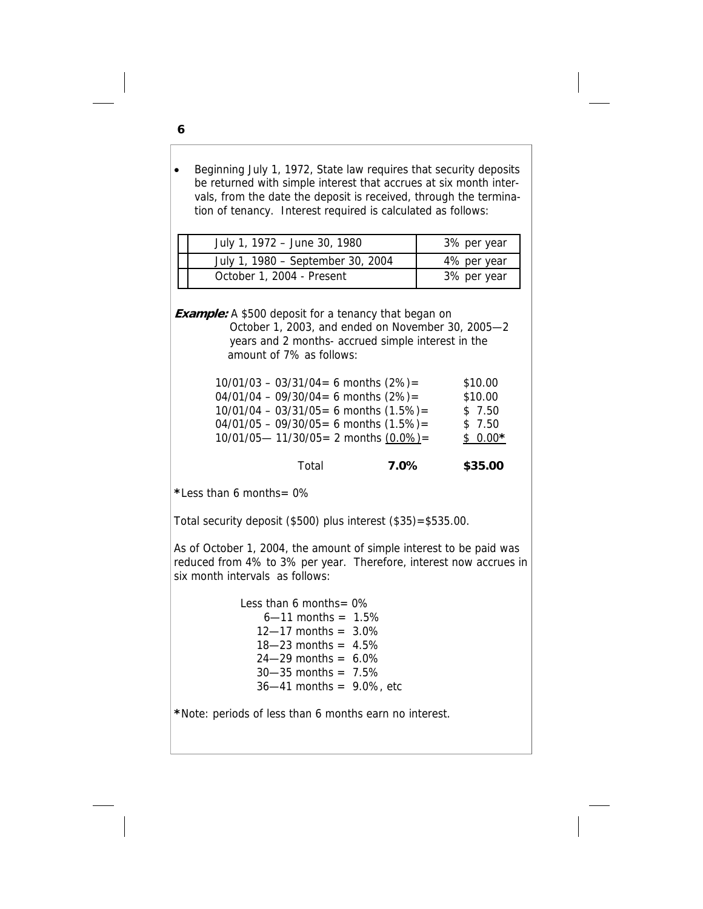- Beginning July 1, 1972, State law requires that security deposits be returned with simple interest that accrues at six month intervals, from the date the deposit is received, through the termination of tenancy. Interest required is calculated as follows:

| Period | Rate |
|---|---|
| July 1, 1972 – June 30, 1980 | 3% per year |
| July 1, 1980 – September 30, 2004 | 4% per year |
| October 1, 2004 - Present | 3% per year |

***Example:*** A $500 deposit for a tenancy that began on October 1, 2003, and ended on November 30, 2005—2 years and 2 months- accrued simple interest in the amount of 7% as follows:

| Period | | Amount |
|---|---|---|
| 10/01/03 – 03/31/04= 6 months (2%)= | | $10.00 |
| 04/01/04 – 09/30/04= 6 months (2%)= | | $10.00 |
| 10/01/04 – 03/31/05= 6 months (1.5%)= | | $ 7.50 |
| 04/01/05 – 09/30/05= 6 months (1.5%)= | | $ 7.50 |
| 10/01/05— 11/30/05= 2 months (0.0%)= | | $ 0.00* |
| Total | **7.0%** | **$35.00** |

***Less than 6 months= 0%**

Total security deposit ($500) plus interest ($35)=$535.00.

As of October 1, 2004, the amount of simple interest to be paid was reduced from 4% to 3% per year. Therefore, interest now accrues in six month intervals as follows:

Less than 6 months= 0%  
6—11 months = 1.5%  
12—17 months = 3.0%  
18—23 months = 4.5%  
24—29 months = 6.0%  
30—35 months = 7.5%  
36—41 months = 9.0%, etc

***Note:** periods of less than 6 months earn no interest.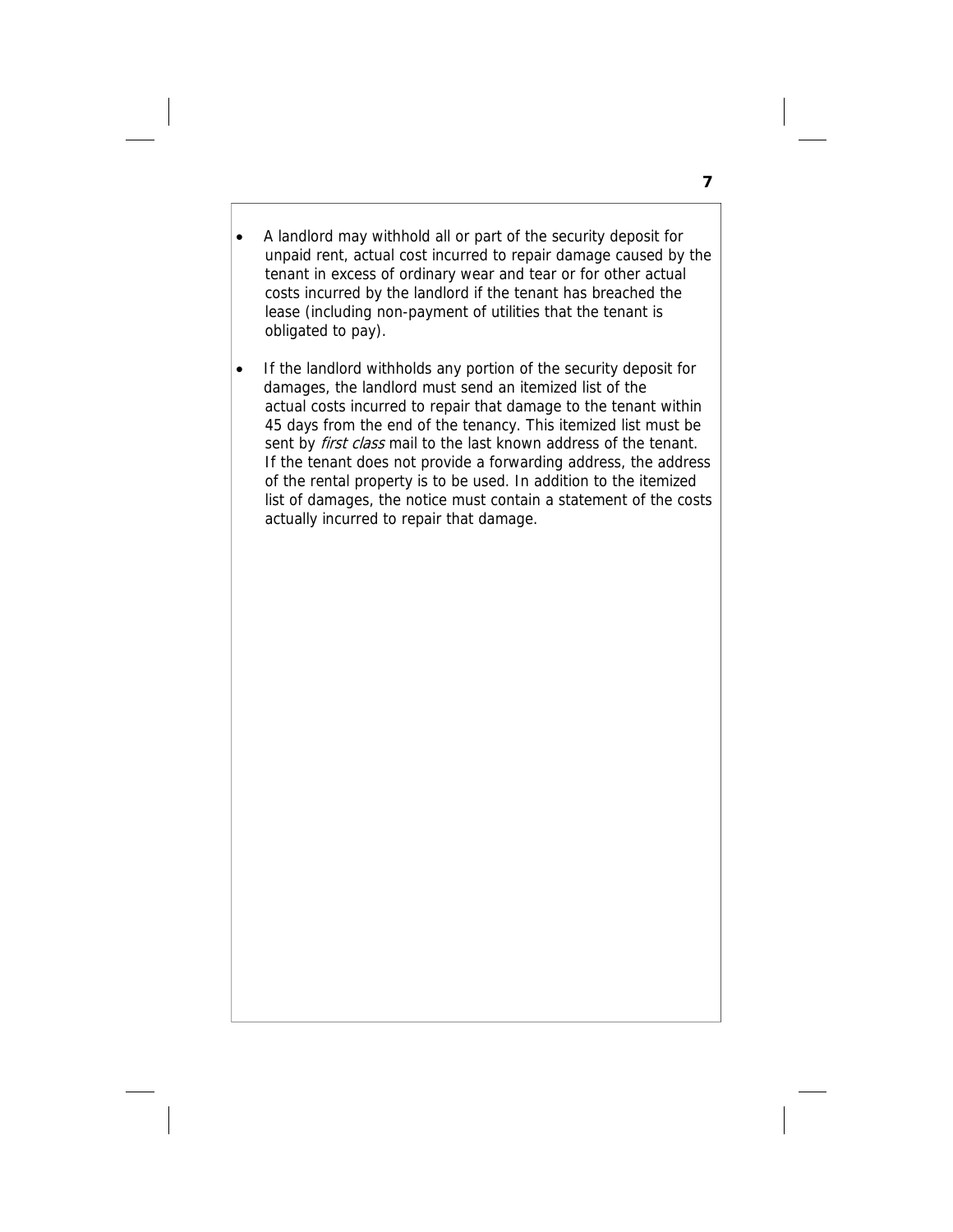- A landlord may withhold all or part of the security deposit for unpaid rent, actual cost incurred to repair damage caused by the tenant in excess of ordinary wear and tear or for other actual costs incurred by the landlord if the tenant has breached the lease (including non-payment of utilities that the tenant is obligated to pay).

- If the landlord withholds any portion of the security deposit for damages, the landlord must send an itemized list of the actual costs incurred to repair that damage to the tenant within 45 days from the end of the tenancy. This itemized list must be sent by *first class* mail to the last known address of the tenant. If the tenant does not provide a forwarding address, the address of the rental property is to be used. In addition to the itemized list of damages, the notice must contain a statement of the costs actually incurred to repair that damage.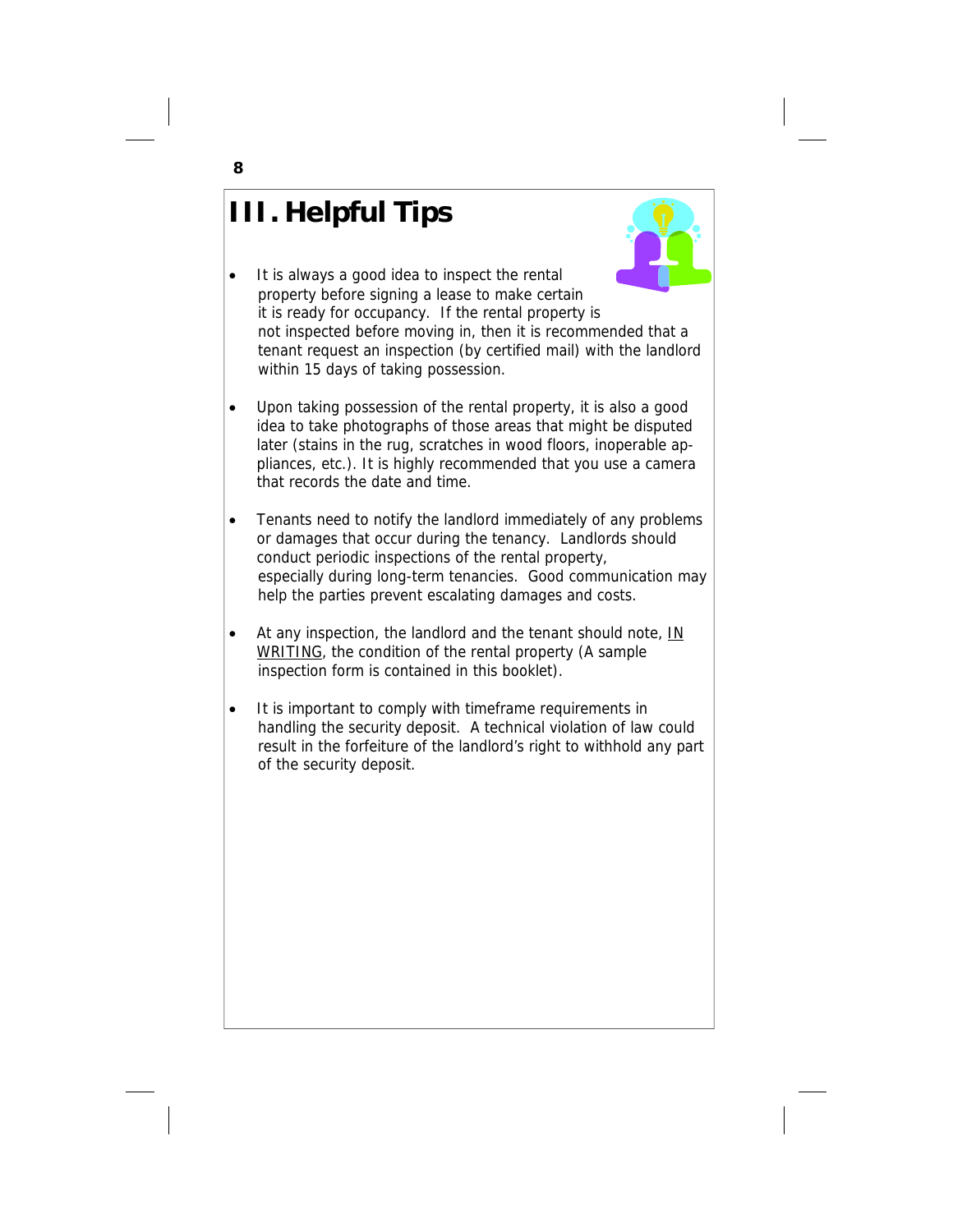# III. Helpful Tips

- It is always a good idea to inspect the rental property before signing a lease to make certain it is ready for occupancy. If the rental property is not inspected before moving in, then it is recommended that a tenant request an inspection (by certified mail) with the landlord within 15 days of taking possession.

- Upon taking possession of the rental property, it is also a good idea to take photographs of those areas that might be disputed later (stains in the rug, scratches in wood floors, inoperable appliances, etc.). It is highly recommended that you use a camera that records the date and time.

- Tenants need to notify the landlord immediately of any problems or damages that occur during the tenancy. Landlords should conduct periodic inspections of the rental property, especially during long-term tenancies. Good communication may help the parties prevent escalating damages and costs.

- At any inspection, the landlord and the tenant should note, <u>IN WRITING</u>, the condition of the rental property (A sample inspection form is contained in this booklet).

- It is important to comply with timeframe requirements in handling the security deposit. A technical violation of law could result in the forfeiture of the landlord's right to withhold any part of the security deposit.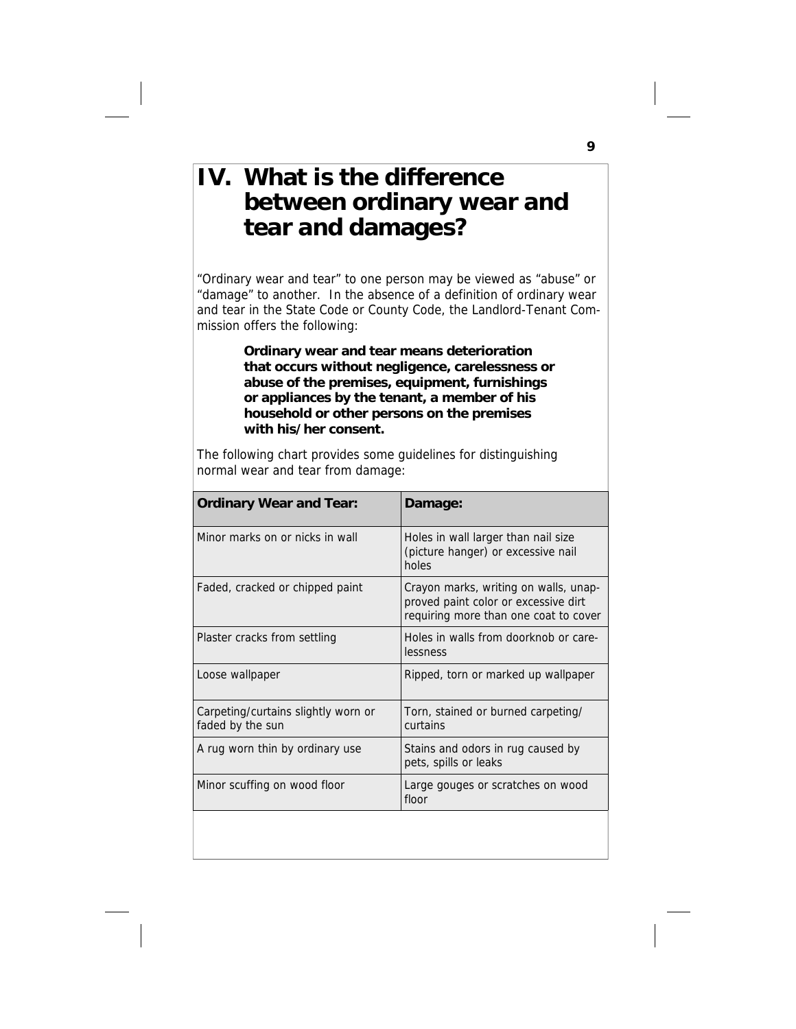# IV. What is the difference between ordinary wear and tear and damages?

"Ordinary wear and tear" to one person may be viewed as "abuse" or "damage" to another. In the absence of a definition of ordinary wear and tear in the State Code or County Code, the Landlord-Tenant Commission offers the following:

> **Ordinary wear and tear means deterioration that occurs without negligence, carelessness or abuse of the premises, equipment, furnishings or appliances by the tenant, a member of his household or other persons on the premises with his/her consent.**

The following chart provides some guidelines for distinguishing normal wear and tear from damage:

| Ordinary Wear and Tear: | Damage: |
|---|---|
| Minor marks on or nicks in wall | Holes in wall larger than nail size (picture hanger) or excessive nail holes |
| Faded, cracked or chipped paint | Crayon marks, writing on walls, unapproved paint color or excessive dirt requiring more than one coat to cover |
| Plaster cracks from settling | Holes in walls from doorknob or carelessness |
| Loose wallpaper | Ripped, torn or marked up wallpaper |
| Carpeting/curtains slightly worn or faded by the sun | Torn, stained or burned carpeting/curtains |
| A rug worn thin by ordinary use | Stains and odors in rug caused by pets, spills or leaks |
| Minor scuffing on wood floor | Large gouges or scratches on wood floor |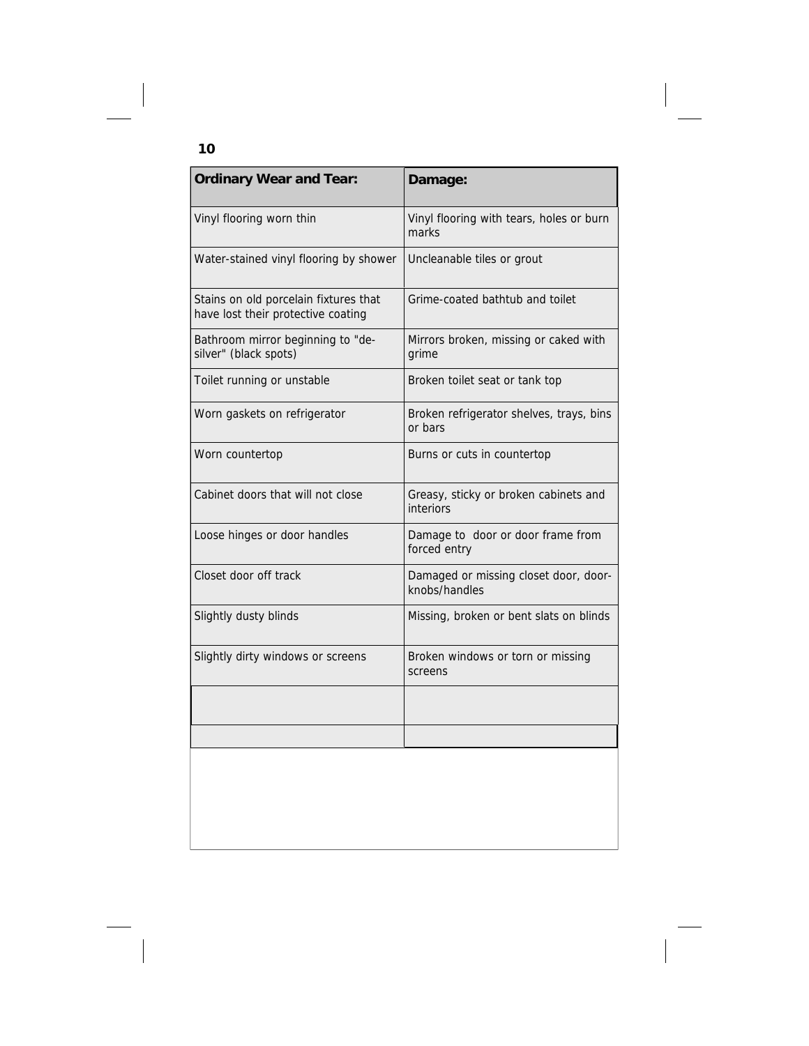| Ordinary Wear and Tear: | Damage: |
|---|---|
| Vinyl flooring worn thin | Vinyl flooring with tears, holes or burn marks |
| Water-stained vinyl flooring by shower | Uncleanable tiles or grout |
| Stains on old porcelain fixtures that have lost their protective coating | Grime-coated bathtub and toilet |
| Bathroom mirror beginning to "de-silver" (black spots) | Mirrors broken, missing or caked with grime |
| Toilet running or unstable | Broken toilet seat or tank top |
| Worn gaskets on refrigerator | Broken refrigerator shelves, trays, bins or bars |
| Worn countertop | Burns or cuts in countertop |
| Cabinet doors that will not close | Greasy, sticky or broken cabinets and interiors |
| Loose hinges or door handles | Damage to door or door frame from forced entry |
| Closet door off track | Damaged or missing closet door, door-knobs/handles |
| Slightly dusty blinds | Missing, broken or bent slats on blinds |
| Slightly dirty windows or screens | Broken windows or torn or missing screens |
| | |
| | |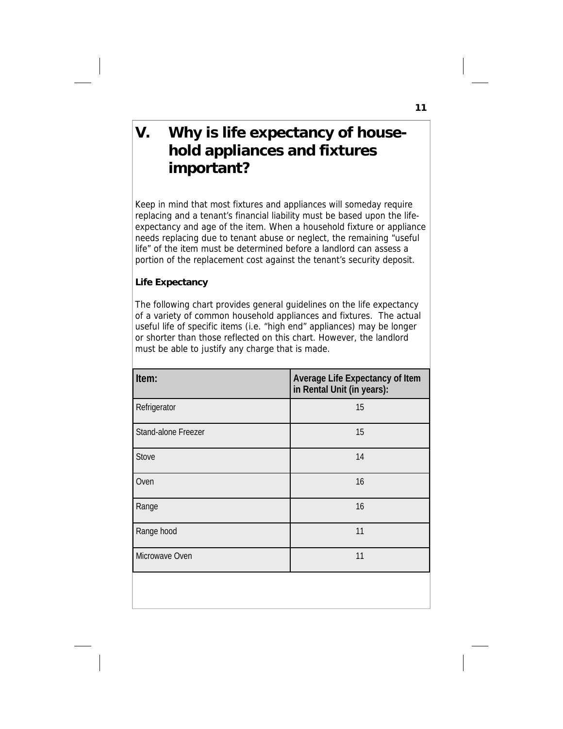# V. Why is life expectancy of household appliances and fixtures important?

Keep in mind that most fixtures and appliances will someday require replacing and a tenant's financial liability must be based upon the life-expectancy and age of the item. When a household fixture or appliance needs replacing due to tenant abuse or neglect, the remaining "useful life" of the item must be determined before a landlord can assess a portion of the replacement cost against the tenant's security deposit.

**Life Expectancy**

The following chart provides general guidelines on the life expectancy of a variety of common household appliances and fixtures. The actual useful life of specific items (i.e. "high end" appliances) may be longer or shorter than those reflected on this chart. However, the landlord must be able to justify any charge that is made.

| Item: | Average Life Expectancy of Item in Rental Unit (in years): |
|---|---|
| Refrigerator | 15 |
| Stand-alone Freezer | 15 |
| Stove | 14 |
| Oven | 16 |
| Range | 16 |
| Range hood | 11 |
| Microwave Oven | 11 |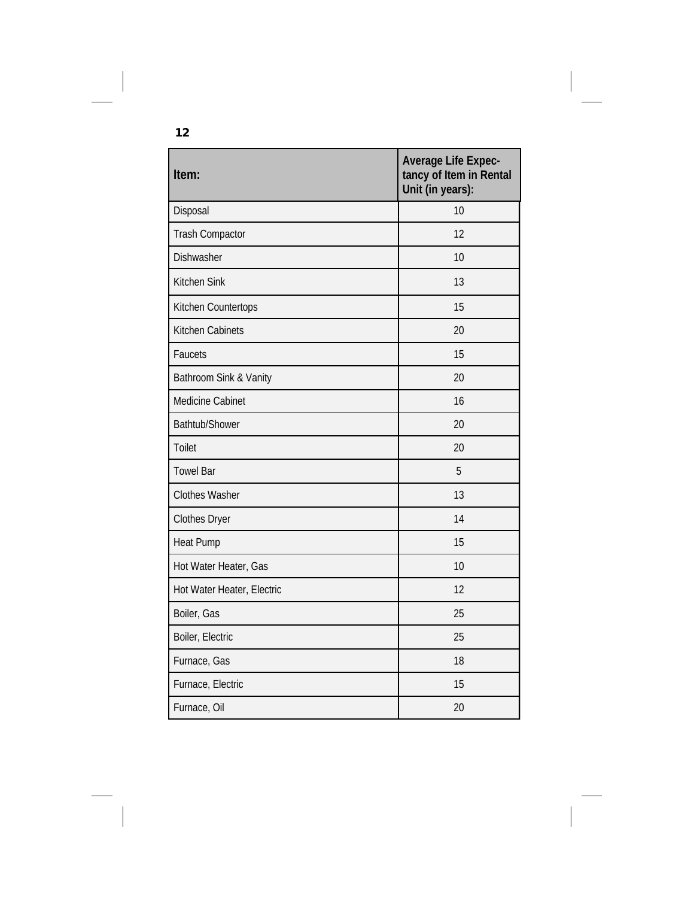| Item: | Average Life Expectancy of Item in Rental Unit (in years): |
|---|---|
| Disposal | 10 |
| Trash Compactor | 12 |
| Dishwasher | 10 |
| Kitchen Sink | 13 |
| Kitchen Countertops | 15 |
| Kitchen Cabinets | 20 |
| Faucets | 15 |
| Bathroom Sink & Vanity | 20 |
| Medicine Cabinet | 16 |
| Bathtub/Shower | 20 |
| Toilet | 20 |
| Towel Bar | 5 |
| Clothes Washer | 13 |
| Clothes Dryer | 14 |
| Heat Pump | 15 |
| Hot Water Heater, Gas | 10 |
| Hot Water Heater, Electric | 12 |
| Boiler, Gas | 25 |
| Boiler, Electric | 25 |
| Furnace, Gas | 18 |
| Furnace, Electric | 15 |
| Furnace, Oil | 20 |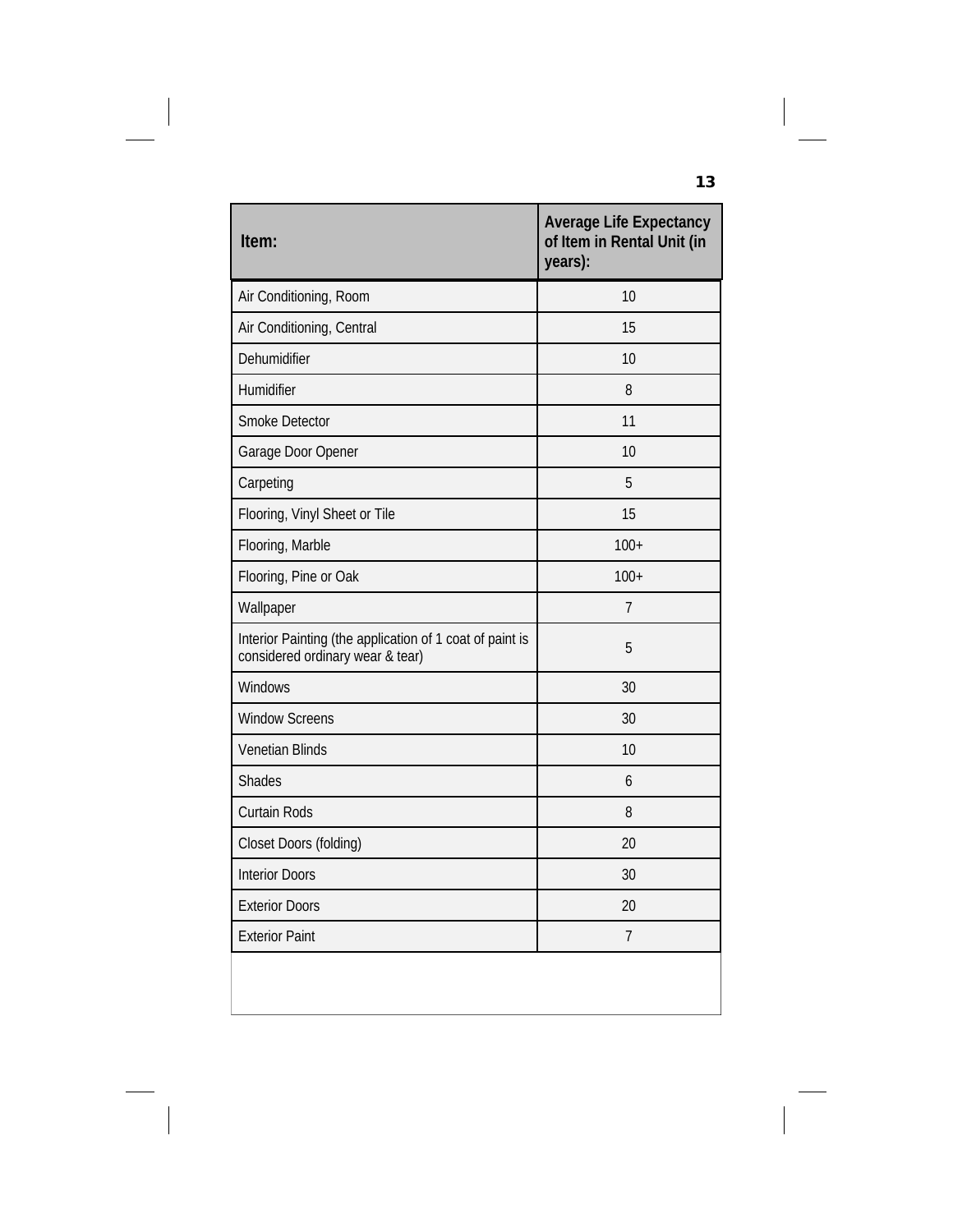| Item: | Average Life Expectancy of Item in Rental Unit (in years): |
|---|---|
| Air Conditioning, Room | 10 |
| Air Conditioning, Central | 15 |
| Dehumidifier | 10 |
| Humidifier | 8 |
| Smoke Detector | 11 |
| Garage Door Opener | 10 |
| Carpeting | 5 |
| Flooring, Vinyl Sheet or Tile | 15 |
| Flooring, Marble | 100+ |
| Flooring, Pine or Oak | 100+ |
| Wallpaper | 7 |
| Interior Painting (the application of 1 coat of paint is considered ordinary wear & tear) | 5 |
| Windows | 30 |
| Window Screens | 30 |
| Venetian Blinds | 10 |
| Shades | 6 |
| Curtain Rods | 8 |
| Closet Doors (folding) | 20 |
| Interior Doors | 30 |
| Exterior Doors | 20 |
| Exterior Paint | 7 |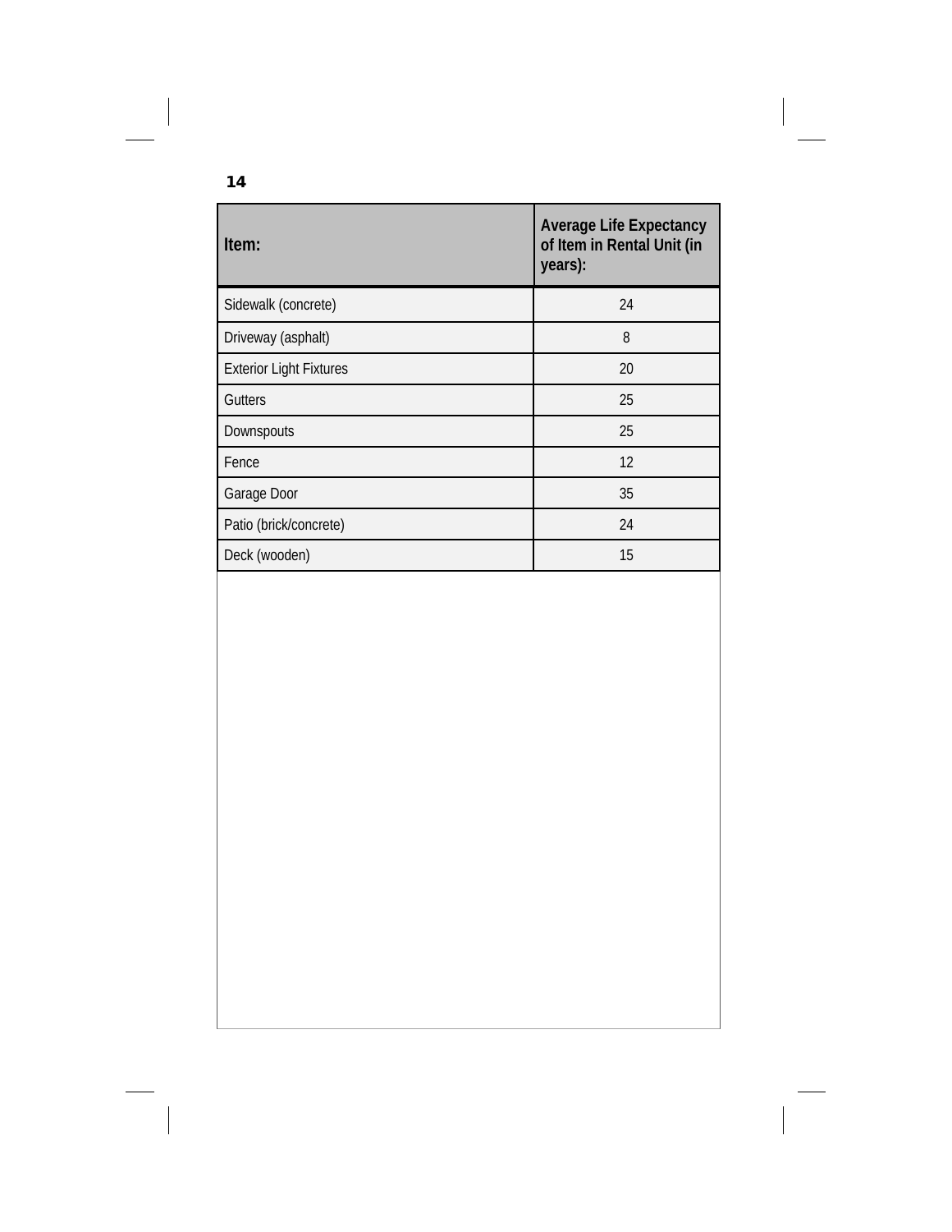| Item: | Average Life Expectancy of Item in Rental Unit (in years): |
|---|---|
| Sidewalk (concrete) | 24 |
| Driveway (asphalt) | 8 |
| Exterior Light Fixtures | 20 |
| Gutters | 25 |
| Downspouts | 25 |
| Fence | 12 |
| Garage Door | 35 |
| Patio (brick/concrete) | 24 |
| Deck (wooden) | 15 |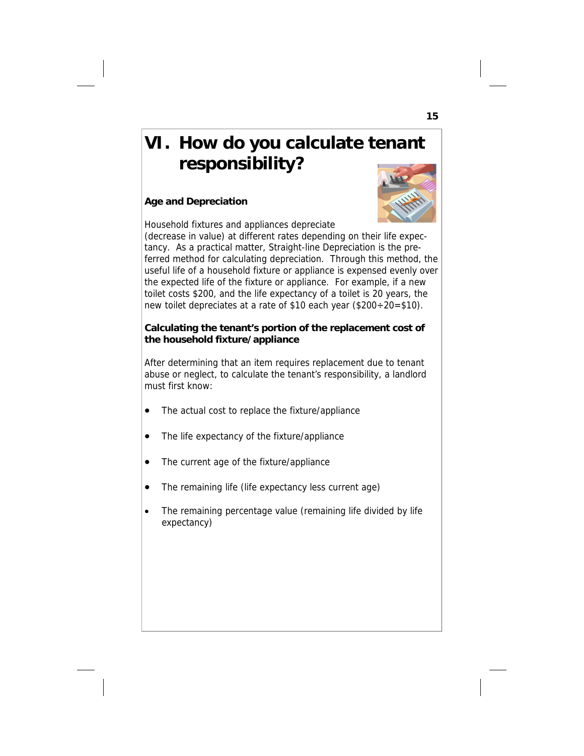# VI. How do you calculate tenant responsibility?

### Age and Depreciation

Household fixtures and appliances depreciate (decrease in value) at different rates depending on their life expectancy. As a practical matter, Straight-line Depreciation is the preferred method for calculating depreciation. Through this method, the useful life of a household fixture or appliance is expensed evenly over the expected life of the fixture or appliance. For example, if a new toilet costs $200, and the life expectancy of a toilet is 20 years, the new toilet depreciates at a rate of $10 each year ($200÷20=$10).

### Calculating the tenant's portion of the replacement cost of the household fixture/appliance

After determining that an item requires replacement due to tenant abuse or neglect, to calculate the tenant's responsibility, a landlord must first know:

- The actual cost to replace the fixture/appliance
- The life expectancy of the fixture/appliance
- The current age of the fixture/appliance
- The remaining life (life expectancy less current age)
- The remaining percentage value (remaining life divided by life expectancy)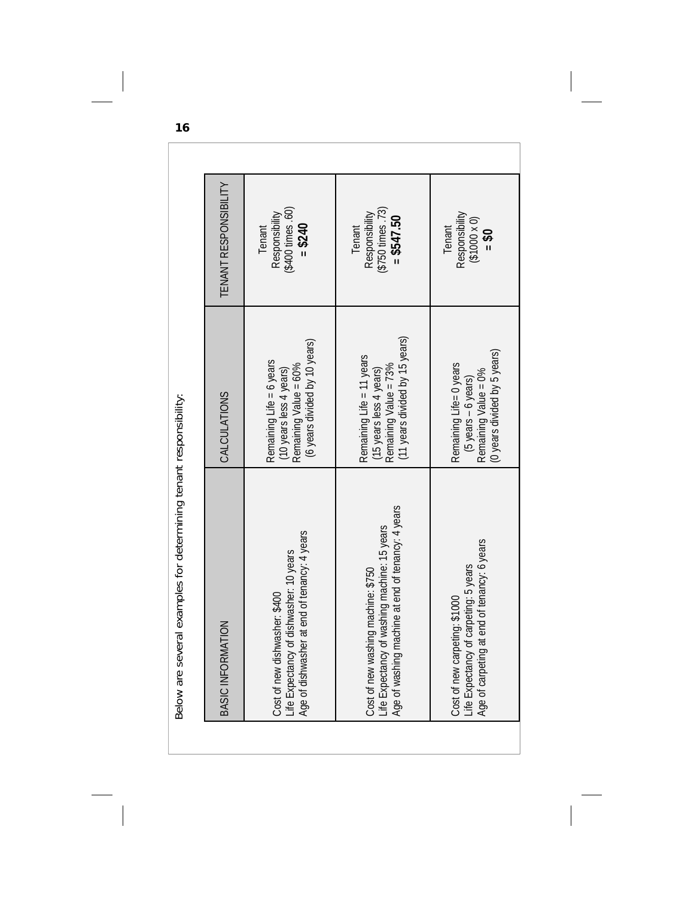Below are several examples for determining tenant responsibility:

| BASIC INFORMATION | CALCULATIONS | TENANT RESPONSIBILITY |
|---|---|---|
| Cost of new dishwasher: $400<br>Life Expectancy of dishwasher: 10 years<br>Age of dishwasher at end of tenancy: 4 years | Remaining Life = 6 years<br>(10 years less 4 years)<br>Remaining Value = 60%<br>(6 years divided by 10 years) | Tenant Responsibility<br>($400 times .60)<br>= **$240** |
| Cost of new washing machine: $750<br>Life Expectancy of washing machine: 15 years<br>Age of washing machine at end of tenancy: 4 years | Remaining Life = 11 years<br>(15 years less 4 years)<br>Remaining Value = 73%<br>(11 years divided by 15 years) | Tenant Responsibility<br>($750 times .73)<br>= **$547.50** |
| Cost of new carpeting: $1000<br>Life Expectancy of carpeting: 5 years<br>Age of carpeting at end of tenancy: 6 years | Remaining Life= 0 years<br>(5 years – 6 years)<br>Remaining Value = 0%<br>(0 years divided by 5 years) | Tenant Responsibility<br>($1000 x 0)<br>= **$0** |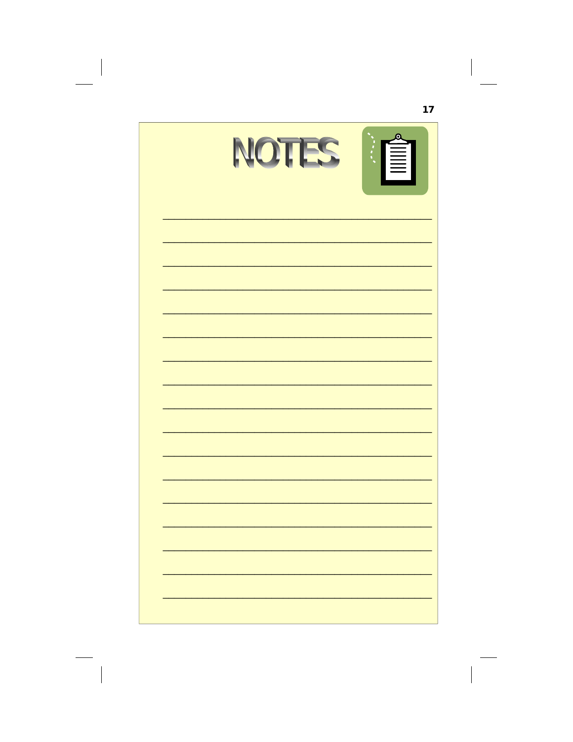# NOTES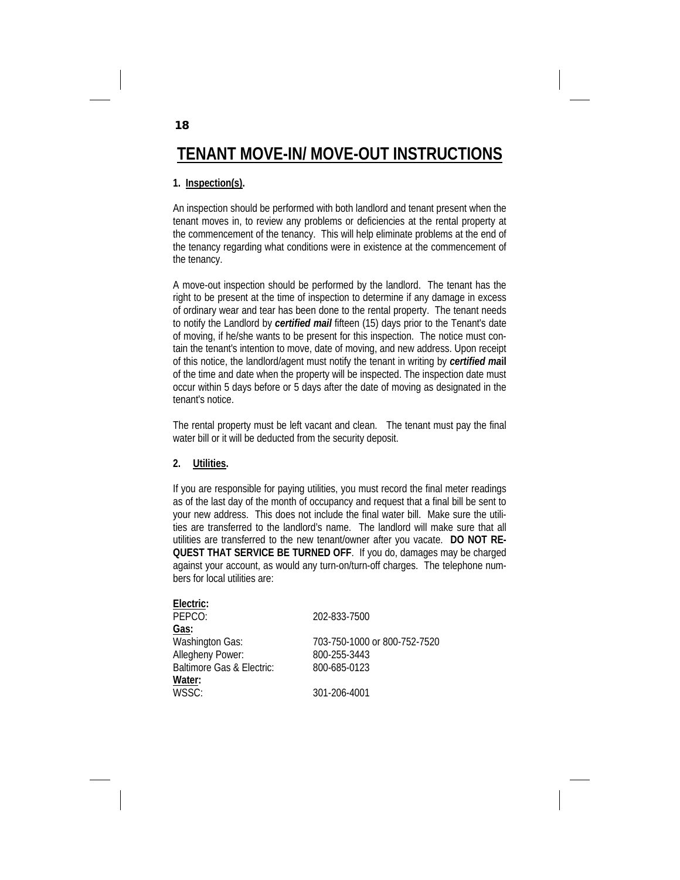# TENANT MOVE-IN/ MOVE-OUT INSTRUCTIONS

**1. Inspection(s).**

An inspection should be performed with both landlord and tenant present when the tenant moves in, to review any problems or deficiencies at the rental property at the commencement of the tenancy. This will help eliminate problems at the end of the tenancy regarding what conditions were in existence at the commencement of the tenancy.

A move-out inspection should be performed by the landlord. The tenant has the right to be present at the time of inspection to determine if any damage in excess of ordinary wear and tear has been done to the rental property. The tenant needs to notify the Landlord by ***certified mail*** fifteen (15) days prior to the Tenant's date of moving, if he/she wants to be present for this inspection. The notice must contain the tenant's intention to move, date of moving, and new address. Upon receipt of this notice, the landlord/agent must notify the tenant in writing by ***certified mail*** of the time and date when the property will be inspected. The inspection date must occur within 5 days before or 5 days after the date of moving as designated in the tenant's notice.

The rental property must be left vacant and clean. The tenant must pay the final water bill or it will be deducted from the security deposit.

**2. Utilities.**

If you are responsible for paying utilities, you must record the final meter readings as of the last day of the month of occupancy and request that a final bill be sent to your new address. This does not include the final water bill. Make sure the utilities are transferred to the landlord's name. The landlord will make sure that all utilities are transferred to the new tenant/owner after you vacate. **DO NOT REQUEST THAT SERVICE BE TURNED OFF**. If you do, damages may be charged against your account, as would any turn-on/turn-off charges. The telephone numbers for local utilities are:

**Electric:**

| | |
|---|---|
| PEPCO: | 202-833-7500 |
| **Gas:** | |
| Washington Gas: | 703-750-1000 or 800-752-7520 |
| Allegheny Power: | 800-255-3443 |
| Baltimore Gas & Electric: | 800-685-0123 |
| **Water:** | |
| WSSC: | 301-206-4001 |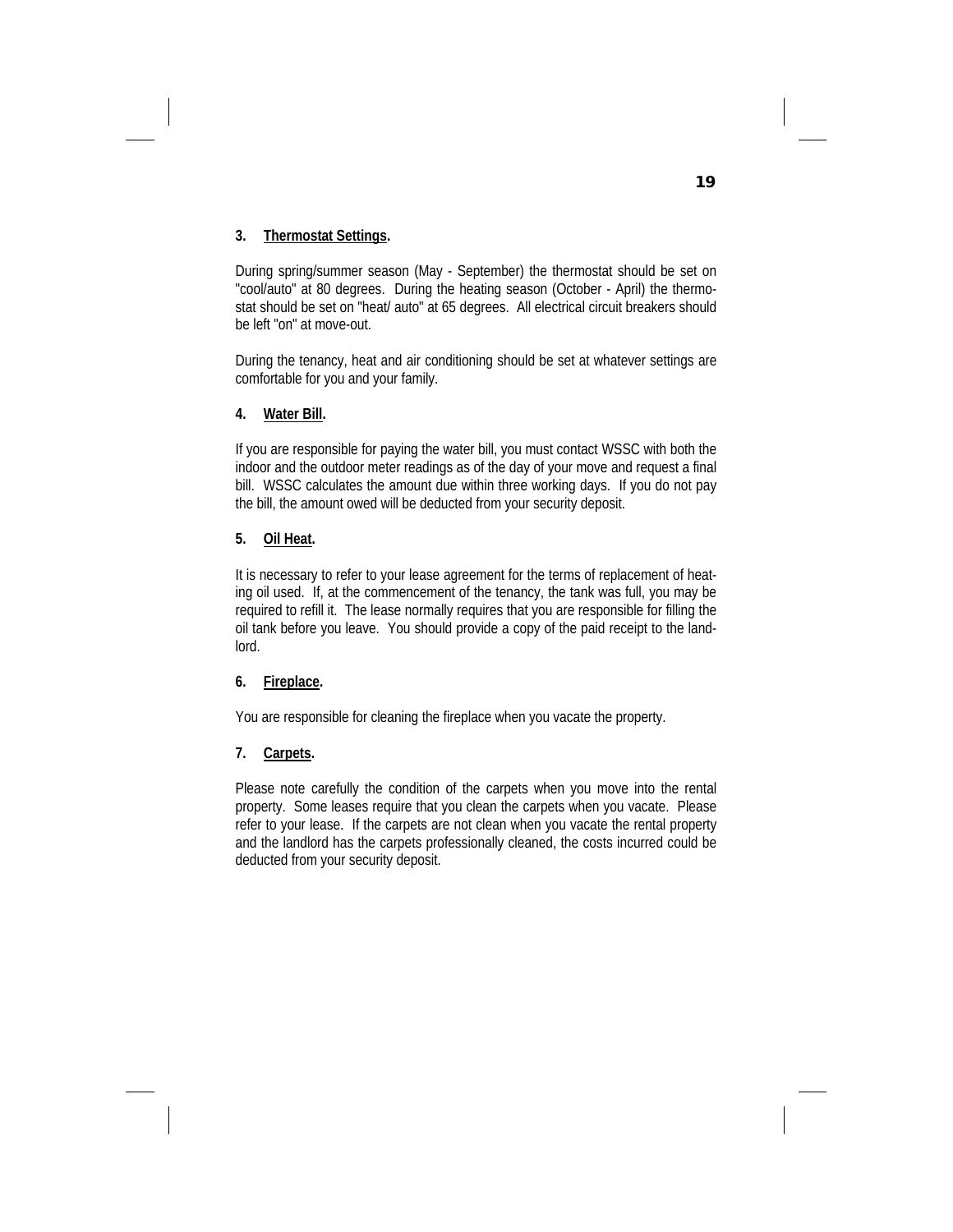**3. Thermostat Settings.**

During spring/summer season (May - September) the thermostat should be set on "cool/auto" at 80 degrees. During the heating season (October - April) the thermostat should be set on "heat/ auto" at 65 degrees. All electrical circuit breakers should be left "on" at move-out.

During the tenancy, heat and air conditioning should be set at whatever settings are comfortable for you and your family.

**4. Water Bill.**

If you are responsible for paying the water bill, you must contact WSSC with both the indoor and the outdoor meter readings as of the day of your move and request a final bill. WSSC calculates the amount due within three working days. If you do not pay the bill, the amount owed will be deducted from your security deposit.

**5. Oil Heat.**

It is necessary to refer to your lease agreement for the terms of replacement of heating oil used. If, at the commencement of the tenancy, the tank was full, you may be required to refill it. The lease normally requires that you are responsible for filling the oil tank before you leave. You should provide a copy of the paid receipt to the landlord.

**6. Fireplace.**

You are responsible for cleaning the fireplace when you vacate the property.

**7. Carpets.**

Please note carefully the condition of the carpets when you move into the rental property. Some leases require that you clean the carpets when you vacate. Please refer to your lease. If the carpets are not clean when you vacate the rental property and the landlord has the carpets professionally cleaned, the costs incurred could be deducted from your security deposit.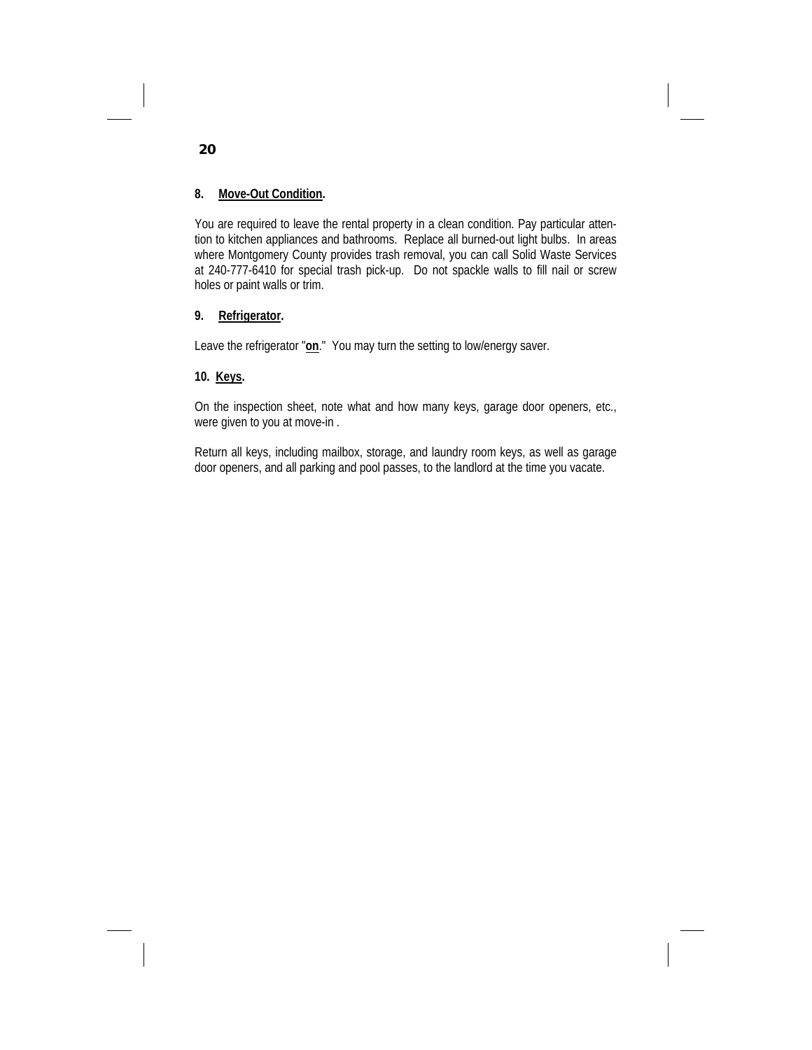**8. Move-Out Condition.**

You are required to leave the rental property in a clean condition. Pay particular attention to kitchen appliances and bathrooms. Replace all burned-out light bulbs. In areas where Montgomery County provides trash removal, you can call Solid Waste Services at 240-777-6410 for special trash pick-up. Do not spackle walls to fill nail or screw holes or paint walls or trim.

**9. Refrigerator.**

Leave the refrigerator "**on**." You may turn the setting to low/energy saver.

**10. Keys.**

On the inspection sheet, note what and how many keys, garage door openers, etc., were given to you at move-in .

Return all keys, including mailbox, storage, and laundry room keys, as well as garage door openers, and all parking and pool passes, to the landlord at the time you vacate.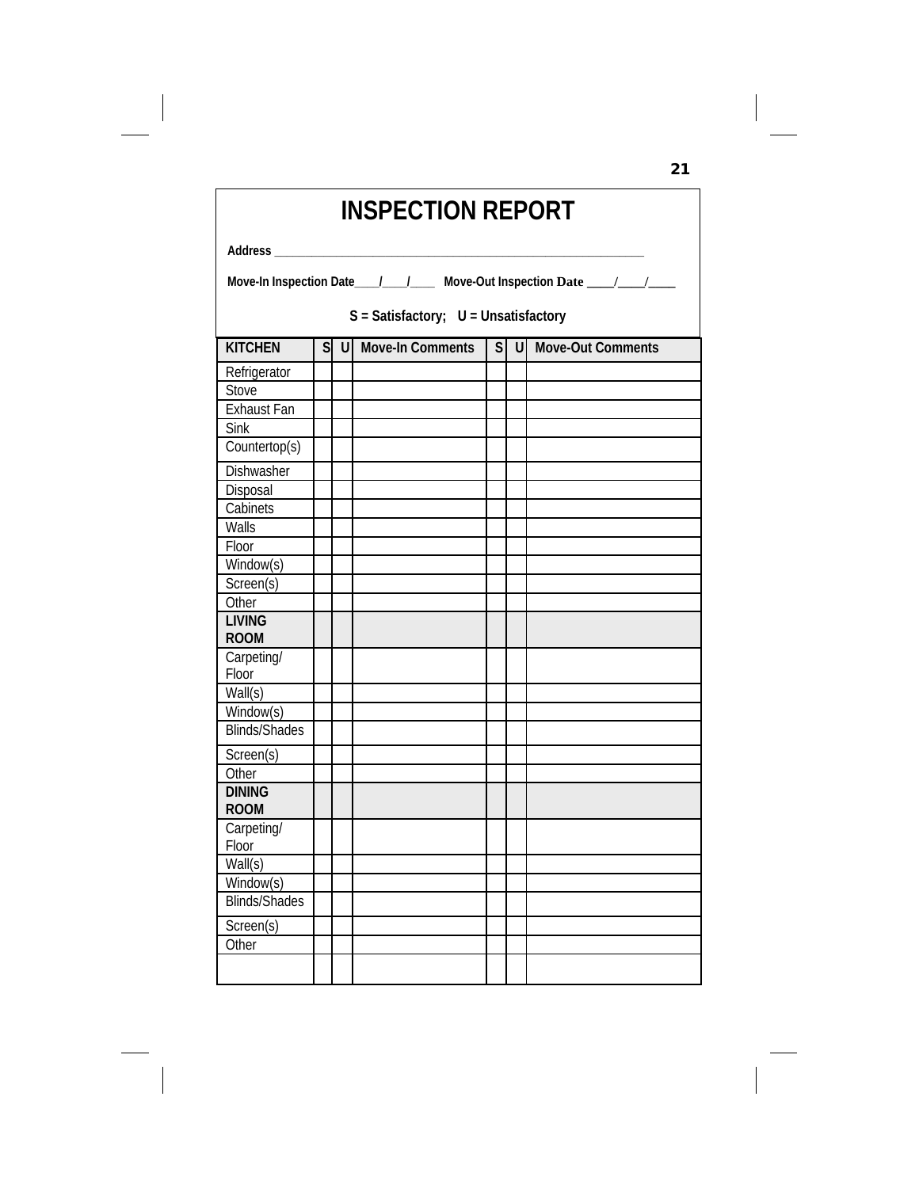# INSPECTION REPORT

**Address** ___________________________________________________________

**Move-In Inspection Date**____/____/____ **Move-Out Inspection Date** ____/____/____

**S = Satisfactory; U = Unsatisfactory**

| **KITCHEN** | S | U | Move-In Comments | S | U | Move-Out Comments |
|---|---|---|---|---|---|---|
| Refrigerator | | | | | | |
| Stove | | | | | | |
| Exhaust Fan | | | | | | |
| Sink | | | | | | |
| Countertop(s) | | | | | | |
| Dishwasher | | | | | | |
| Disposal | | | | | | |
| Cabinets | | | | | | |
| Walls | | | | | | |
| Floor | | | | | | |
| Window(s) | | | | | | |
| Screen(s) | | | | | | |
| Other | | | | | | |
| **LIVING ROOM** | | | | | | |
| Carpeting/ Floor | | | | | | |
| Wall(s) | | | | | | |
| Window(s) | | | | | | |
| Blinds/Shades | | | | | | |
| Screen(s) | | | | | | |
| Other | | | | | | |
| **DINING ROOM** | | | | | | |
| Carpeting/ Floor | | | | | | |
| Wall(s) | | | | | | |
| Window(s) | | | | | | |
| Blinds/Shades | | | | | | |
| Screen(s) | | | | | | |
| Other | | | | | | |
| | | | | | | |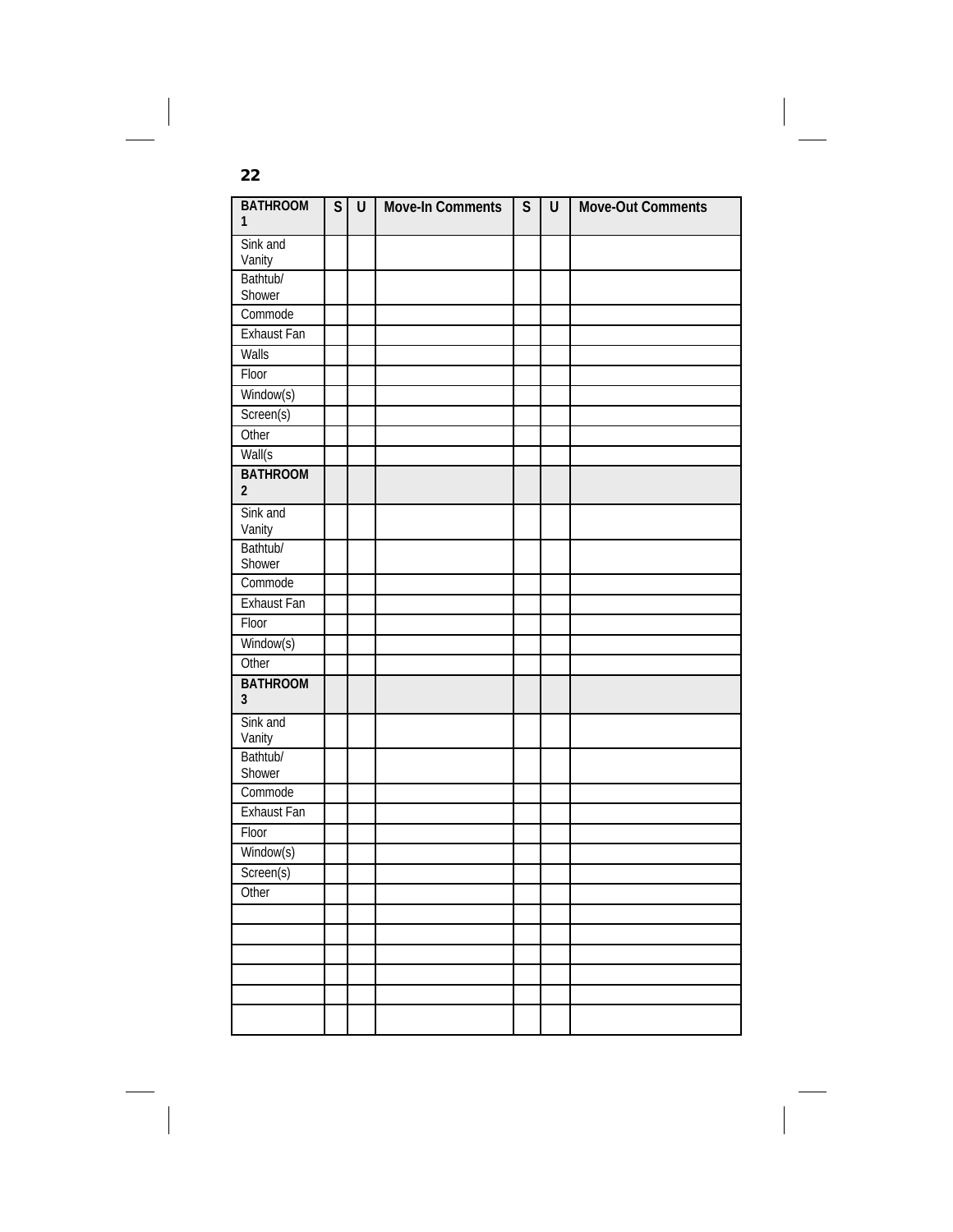| BATHROOM 1 | S | U | Move-In Comments | S | U | Move-Out Comments |
|---|---|---|---|---|---|---|
| Sink and Vanity | | | | | | |
| Bathtub/ Shower | | | | | | |
| Commode | | | | | | |
| Exhaust Fan | | | | | | |
| Walls | | | | | | |
| Floor | | | | | | |
| Window(s) | | | | | | |
| Screen(s) | | | | | | |
| Other | | | | | | |
| Wall(s | | | | | | |
| **BATHROOM 2** | | | | | | |
| Sink and Vanity | | | | | | |
| Bathtub/ Shower | | | | | | |
| Commode | | | | | | |
| Exhaust Fan | | | | | | |
| Floor | | | | | | |
| Window(s) | | | | | | |
| Other | | | | | | |
| **BATHROOM 3** | | | | | | |
| Sink and Vanity | | | | | | |
| Bathtub/ Shower | | | | | | |
| Commode | | | | | | |
| Exhaust Fan | | | | | | |
| Floor | | | | | | |
| Window(s) | | | | | | |
| Screen(s) | | | | | | |
| Other | | | | | | |
| | | | | | | |
| | | | | | | |
| | | | | | | |
| | | | | | | |
| | | | | | | |
| | | | | | | |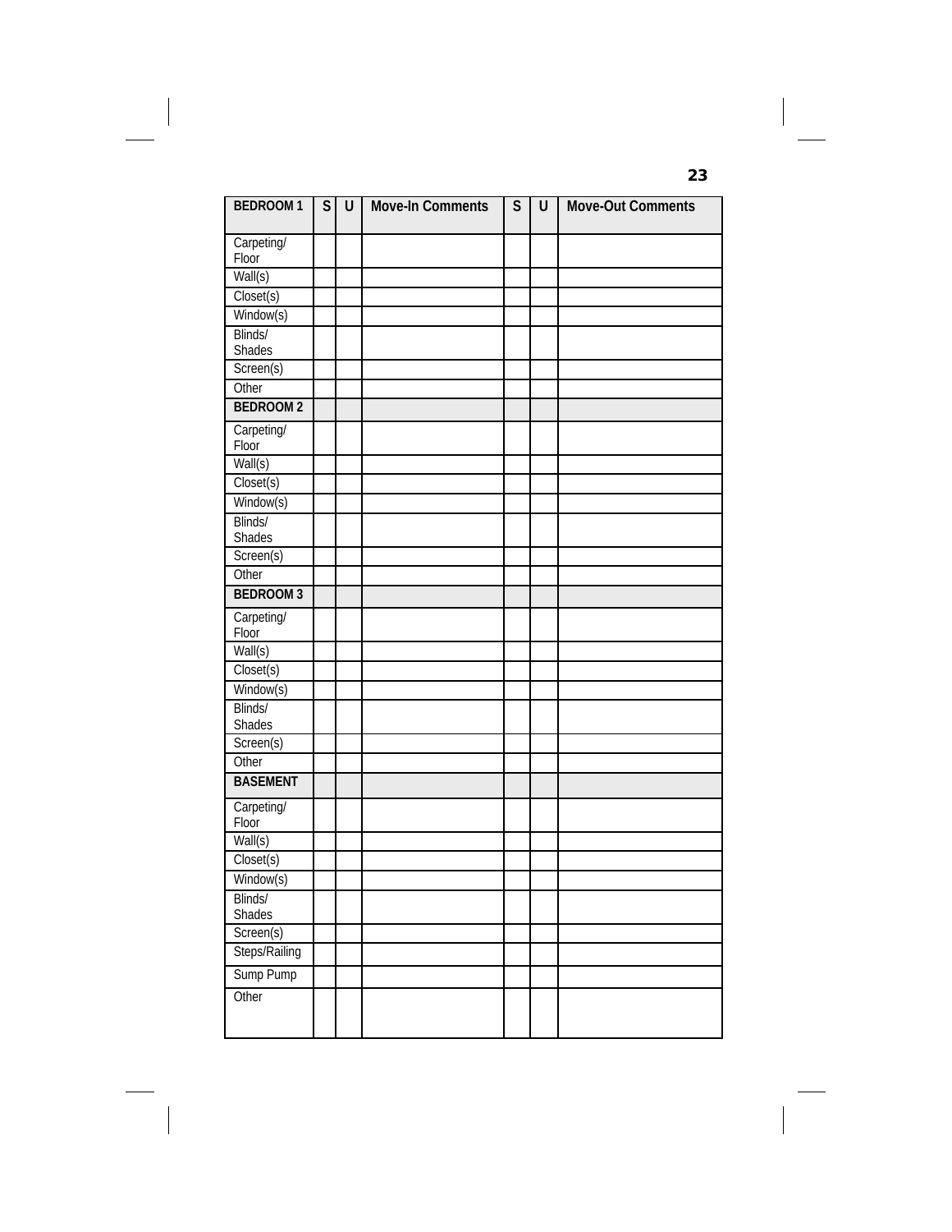| BEDROOM 1 | S | U | Move-In Comments | S | U | Move-Out Comments |
|---|---|---|---|---|---|---|
| Carpeting/ Floor | | | | | | |
| Wall(s) | | | | | | |
| Closet(s) | | | | | | |
| Window(s) | | | | | | |
| Blinds/ Shades | | | | | | |
| Screen(s) | | | | | | |
| Other | | | | | | |
| **BEDROOM 2** | | | | | | |
| Carpeting/ Floor | | | | | | |
| Wall(s) | | | | | | |
| Closet(s) | | | | | | |
| Window(s) | | | | | | |
| Blinds/ Shades | | | | | | |
| Screen(s) | | | | | | |
| Other | | | | | | |
| **BEDROOM 3** | | | | | | |
| Carpeting/ Floor | | | | | | |
| Wall(s) | | | | | | |
| Closet(s) | | | | | | |
| Window(s) | | | | | | |
| Blinds/ Shades | | | | | | |
| Screen(s) | | | | | | |
| Other | | | | | | |
| **BASEMENT** | | | | | | |
| Carpeting/ Floor | | | | | | |
| Wall(s) | | | | | | |
| Closet(s) | | | | | | |
| Window(s) | | | | | | |
| Blinds/ Shades | | | | | | |
| Screen(s) | | | | | | |
| Steps/Railing | | | | | | |
| Sump Pump | | | | | | |
| Other | | | | | | |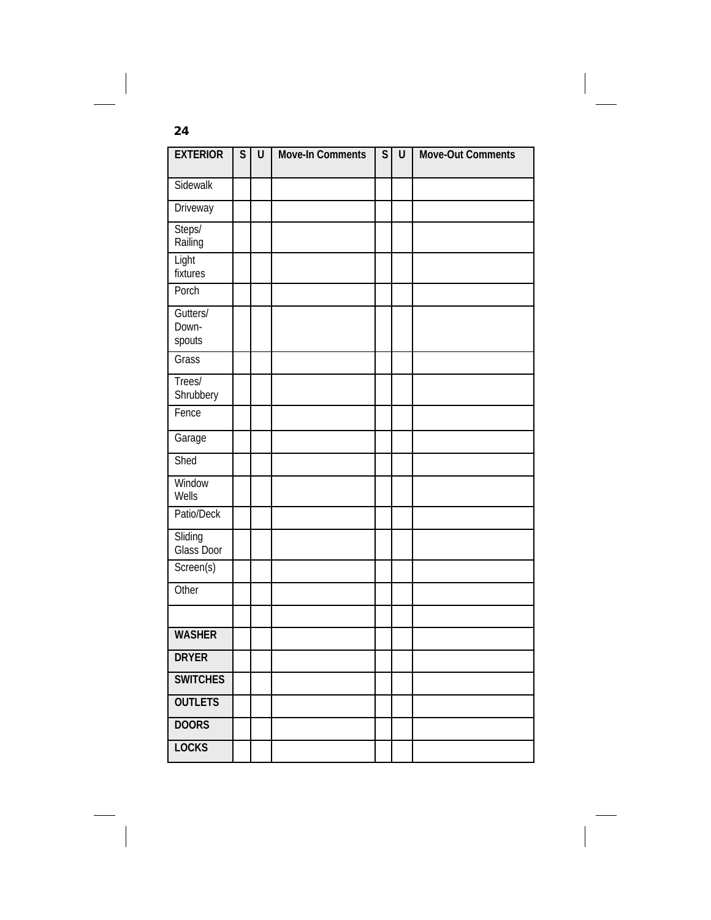| EXTERIOR | S | U | Move-In Comments | S | U | Move-Out Comments |
| --- | --- | --- | --- | --- | --- | --- |
| Sidewalk | | | | | | |
| Driveway | | | | | | |
| Steps/ Railing | | | | | | |
| Light fixtures | | | | | | |
| Porch | | | | | | |
| Gutters/ Down-spouts | | | | | | |
| Grass | | | | | | |
| Trees/ Shrubbery | | | | | | |
| Fence | | | | | | |
| Garage | | | | | | |
| Shed | | | | | | |
| Window Wells | | | | | | |
| Patio/Deck | | | | | | |
| Sliding Glass Door | | | | | | |
| Screen(s) | | | | | | |
| Other | | | | | | |
| | | | | | | |
| **WASHER** | | | | | | |
| **DRYER** | | | | | | |
| **SWITCHES** | | | | | | |
| **OUTLETS** | | | | | | |
| **DOORS** | | | | | | |
| **LOCKS** | | | | | | |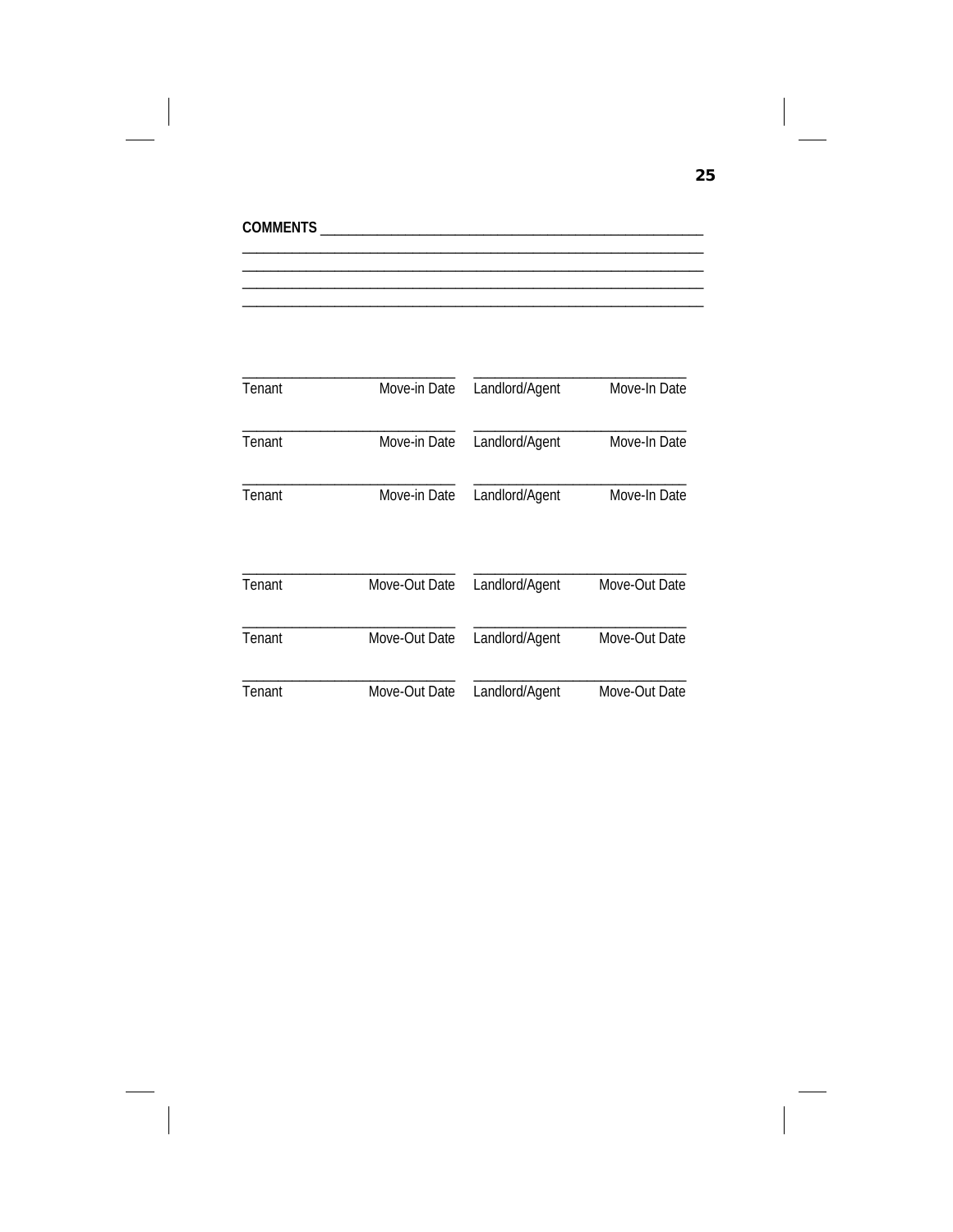**COMMENTS** ______________________________________________________

________________________________________________________________

________________________________________________________________

________________________________________________________________

________________________________________________________________

| ______________________ | ______________________ |
|---|---|
| Tenant Move-in Date | Landlord/Agent Move-In Date |
| ______________________ | ______________________ |
| Tenant Move-in Date | Landlord/Agent Move-In Date |
| ______________________ | ______________________ |
| Tenant Move-in Date | Landlord/Agent Move-In Date |

| ______________________ | ______________________ |
|---|---|
| Tenant Move-Out Date | Landlord/Agent Move-Out Date |
| ______________________ | ______________________ |
| Tenant Move-Out Date | Landlord/Agent Move-Out Date |
| ______________________ | ______________________ |
| Tenant Move-Out Date | Landlord/Agent Move-Out Date |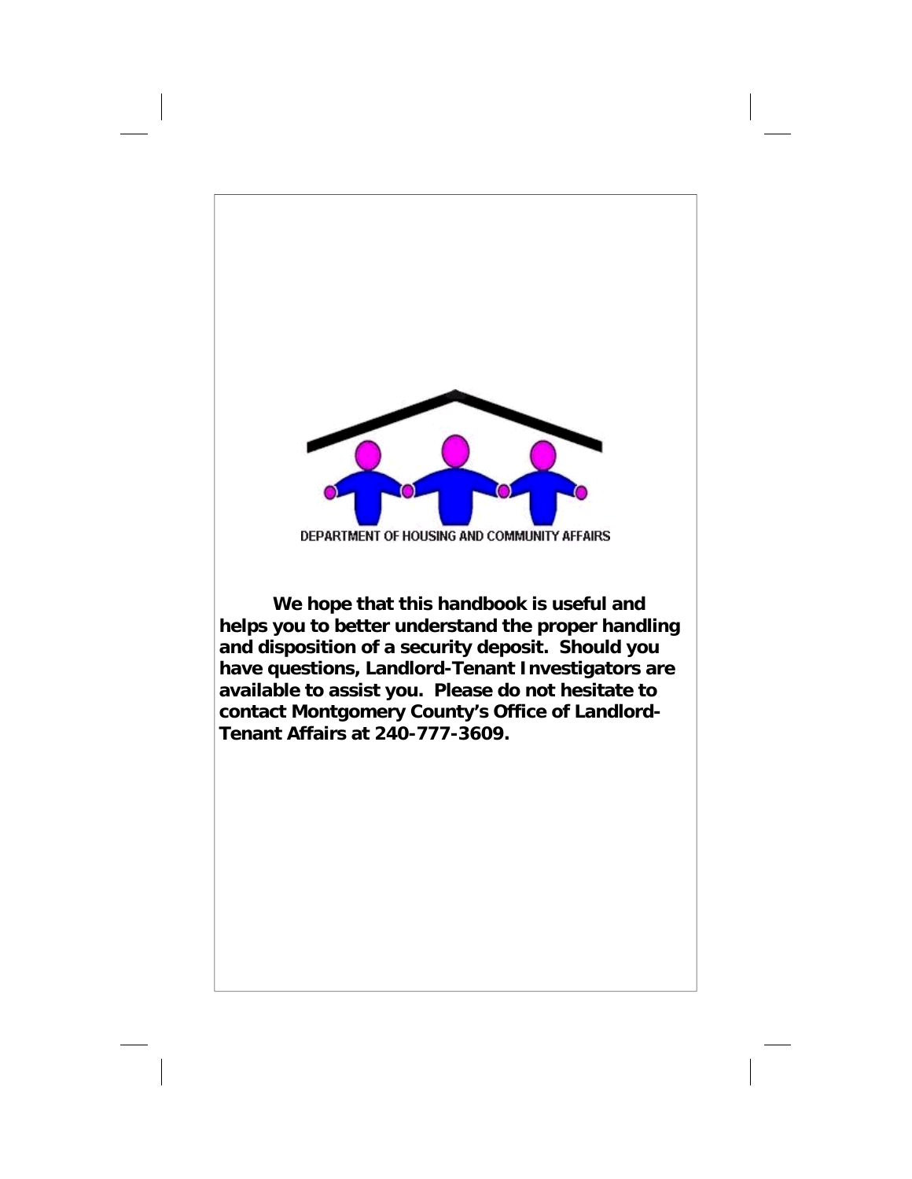DEPARTMENT OF HOUSING AND COMMUNITY AFFAIRS

**We hope that this handbook is useful and helps you to better understand the proper handling and disposition of a security deposit. Should you have questions, Landlord-Tenant Investigators are available to assist you. Please do not hesitate to contact Montgomery County's Office of Landlord-Tenant Affairs at 240-777-3609.**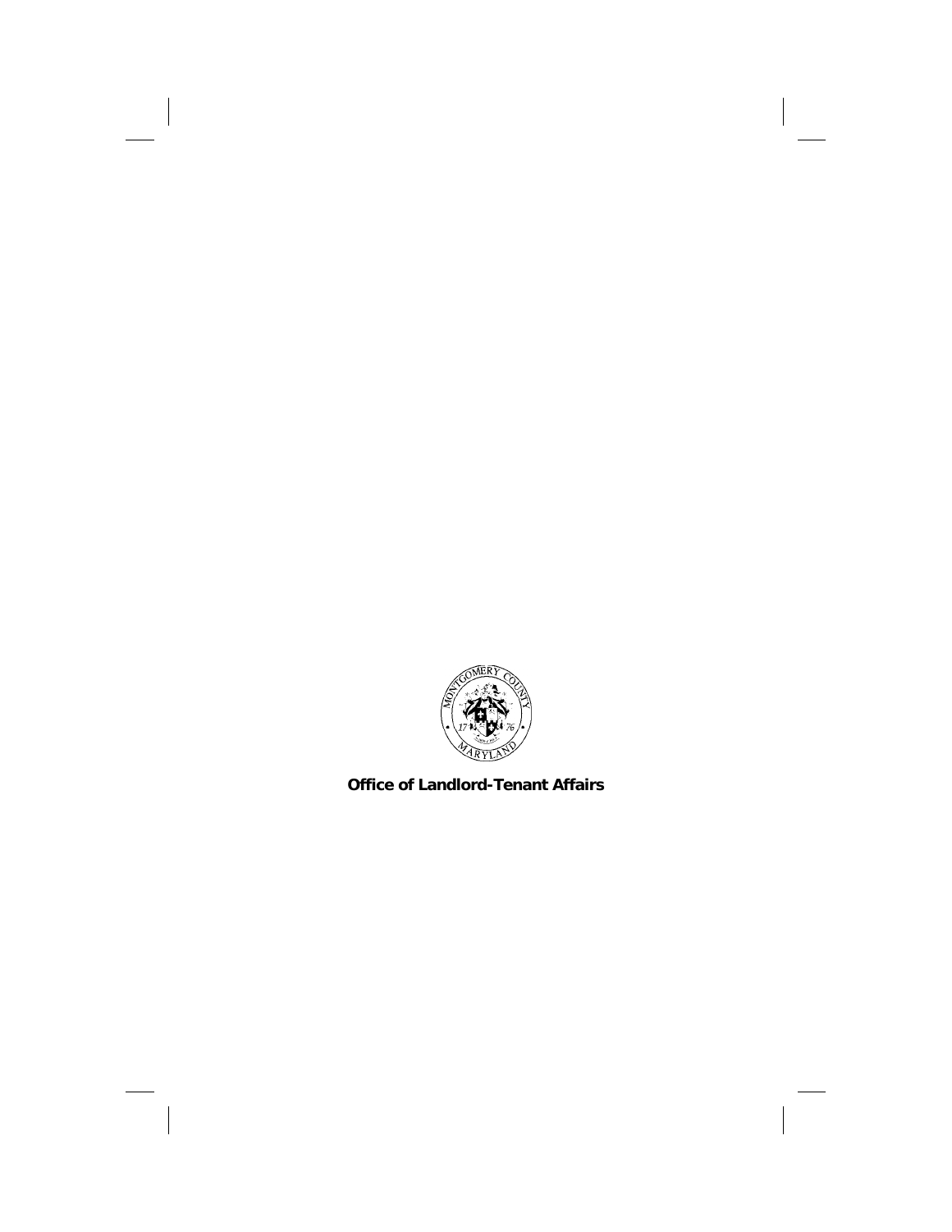**Office of Landlord-Tenant Affairs**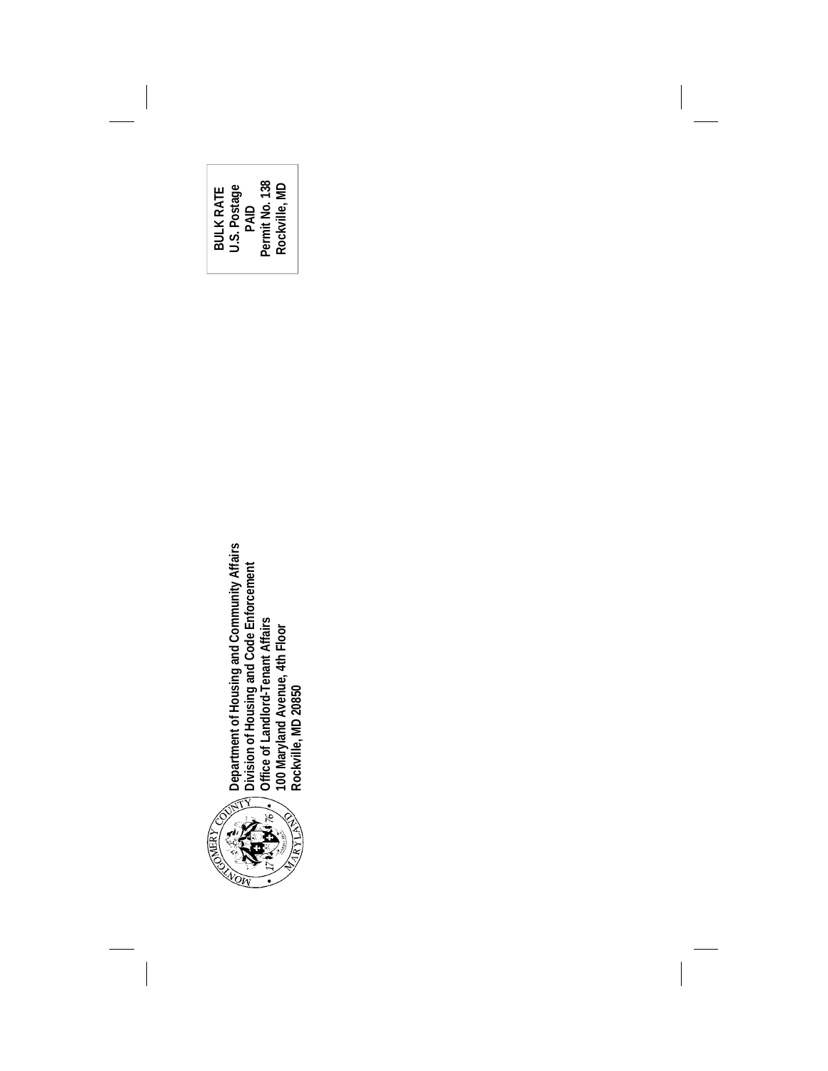Department of Housing and Community Affairs
Division of Housing and Code Enforcement
Office of Landlord-Tenant Affairs
100 Maryland Avenue, 4th Floor
Rockville, MD 20850

BULK RATE
U.S. Postage
PAID
Permit No. 138
Rockville, MD